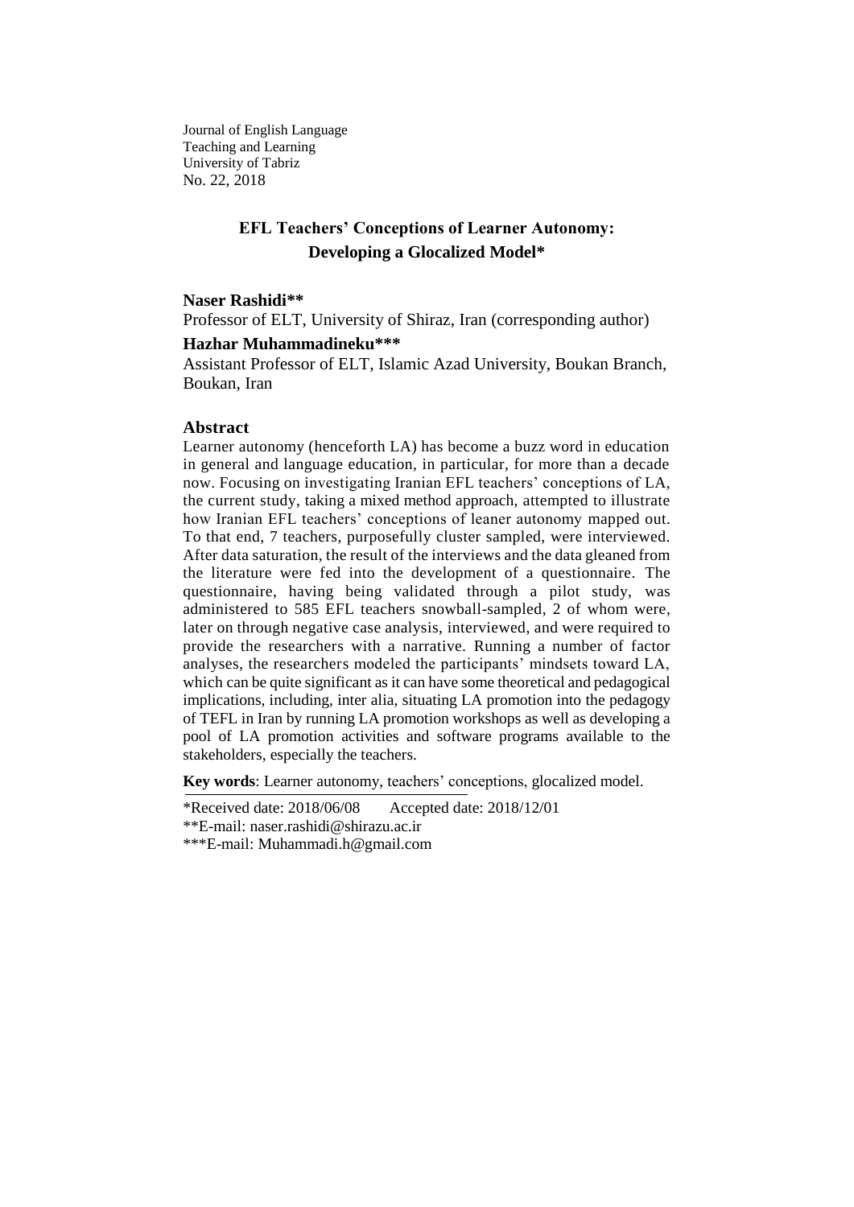Journal of English Language
Teaching and Learning
University of Tabriz
No. 22, 2018

# EFL Teachers' Conceptions of Learner Autonomy: Developing a Glocalized Model*

**Naser Rashidi****

Professor of ELT, University of Shiraz, Iran (corresponding author)

**Hazhar Muhammadineku*****

Assistant Professor of ELT, Islamic Azad University, Boukan Branch, Boukan, Iran

## Abstract

Learner autonomy (henceforth LA) has become a buzz word in education in general and language education, in particular, for more than a decade now. Focusing on investigating Iranian EFL teachers' conceptions of LA, the current study, taking a mixed method approach, attempted to illustrate how Iranian EFL teachers' conceptions of leaner autonomy mapped out. To that end, 7 teachers, purposefully cluster sampled, were interviewed. After data saturation, the result of the interviews and the data gleaned from the literature were fed into the development of a questionnaire. The questionnaire, having being validated through a pilot study, was administered to 585 EFL teachers snowball-sampled, 2 of whom were, later on through negative case analysis, interviewed, and were required to provide the researchers with a narrative. Running a number of factor analyses, the researchers modeled the participants' mindsets toward LA, which can be quite significant as it can have some theoretical and pedagogical implications, including, inter alia, situating LA promotion into the pedagogy of TEFL in Iran by running LA promotion workshops as well as developing a pool of LA promotion activities and software programs available to the stakeholders, especially the teachers.

**Key words**: Learner autonomy, teachers' conceptions, glocalized model.

---

*Received date: 2018/06/08 Accepted date: 2018/12/01

**E-mail: naser.rashidi@shirazu.ac.ir

***E-mail: Muhammadi.h@gmail.com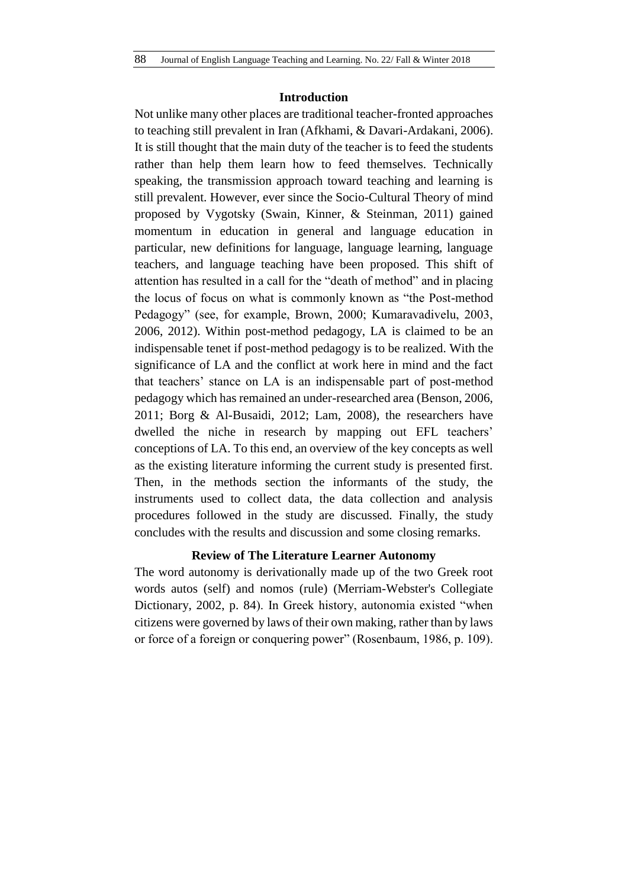## Introduction

Not unlike many other places are traditional teacher-fronted approaches to teaching still prevalent in Iran (Afkhami, & Davari-Ardakani, 2006). It is still thought that the main duty of the teacher is to feed the students rather than help them learn how to feed themselves. Technically speaking, the transmission approach toward teaching and learning is still prevalent. However, ever since the Socio-Cultural Theory of mind proposed by Vygotsky (Swain, Kinner, & Steinman, 2011) gained momentum in education in general and language education in particular, new definitions for language, language learning, language teachers, and language teaching have been proposed. This shift of attention has resulted in a call for the "death of method" and in placing the locus of focus on what is commonly known as "the Post-method Pedagogy" (see, for example, Brown, 2000; Kumaravadivelu, 2003, 2006, 2012). Within post-method pedagogy, LA is claimed to be an indispensable tenet if post-method pedagogy is to be realized. With the significance of LA and the conflict at work here in mind and the fact that teachers' stance on LA is an indispensable part of post-method pedagogy which has remained an under-researched area (Benson, 2006, 2011; Borg & Al-Busaidi, 2012; Lam, 2008), the researchers have dwelled the niche in research by mapping out EFL teachers' conceptions of LA. To this end, an overview of the key concepts as well as the existing literature informing the current study is presented first. Then, in the methods section the informants of the study, the instruments used to collect data, the data collection and analysis procedures followed in the study are discussed. Finally, the study concludes with the results and discussion and some closing remarks.

## Review of The Literature Learner Autonomy

The word autonomy is derivationally made up of the two Greek root words autos (self) and nomos (rule) (Merriam-Webster's Collegiate Dictionary, 2002, p. 84). In Greek history, autonomia existed "when citizens were governed by laws of their own making, rather than by laws or force of a foreign or conquering power" (Rosenbaum, 1986, p. 109).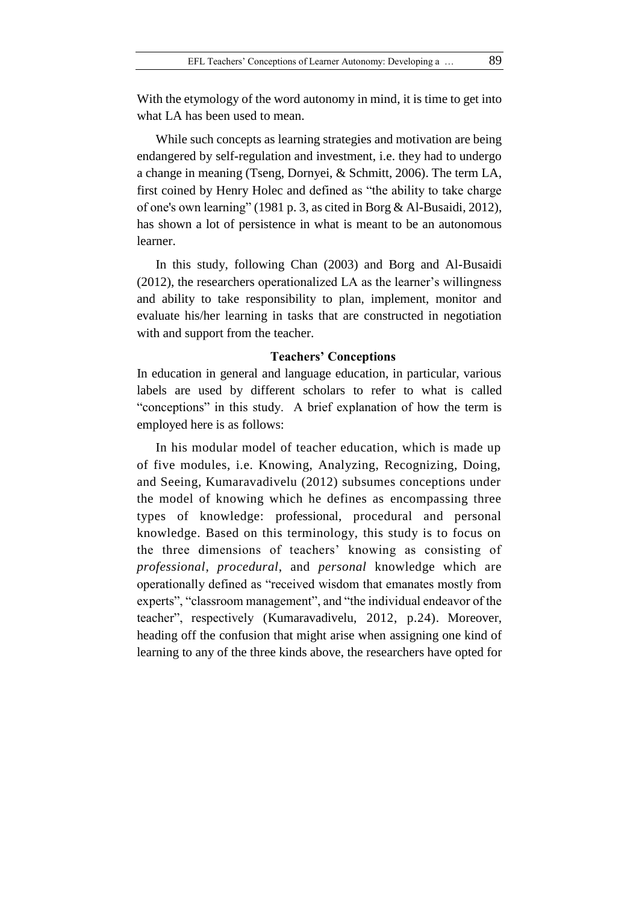With the etymology of the word autonomy in mind, it is time to get into what LA has been used to mean.

While such concepts as learning strategies and motivation are being endangered by self-regulation and investment, i.e. they had to undergo a change in meaning (Tseng, Dornyei, & Schmitt, 2006). The term LA, first coined by Henry Holec and defined as "the ability to take charge of one's own learning" (1981 p. 3, as cited in Borg & Al-Busaidi, 2012), has shown a lot of persistence in what is meant to be an autonomous learner.

In this study, following Chan (2003) and Borg and Al-Busaidi (2012), the researchers operationalized LA as the learner's willingness and ability to take responsibility to plan, implement, monitor and evaluate his/her learning in tasks that are constructed in negotiation with and support from the teacher.

## Teachers' Conceptions

In education in general and language education, in particular, various labels are used by different scholars to refer to what is called "conceptions" in this study. A brief explanation of how the term is employed here is as follows:

In his modular model of teacher education, which is made up of five modules, i.e. Knowing, Analyzing, Recognizing, Doing, and Seeing, Kumaravadivelu (2012) subsumes conceptions under the model of knowing which he defines as encompassing three types of knowledge: professional, procedural and personal knowledge. Based on this terminology, this study is to focus on the three dimensions of teachers' knowing as consisting of *professional*, *procedural*, and *personal* knowledge which are operationally defined as "received wisdom that emanates mostly from experts", "classroom management", and "the individual endeavor of the teacher", respectively (Kumaravadivelu, 2012, p.24). Moreover, heading off the confusion that might arise when assigning one kind of learning to any of the three kinds above, the researchers have opted for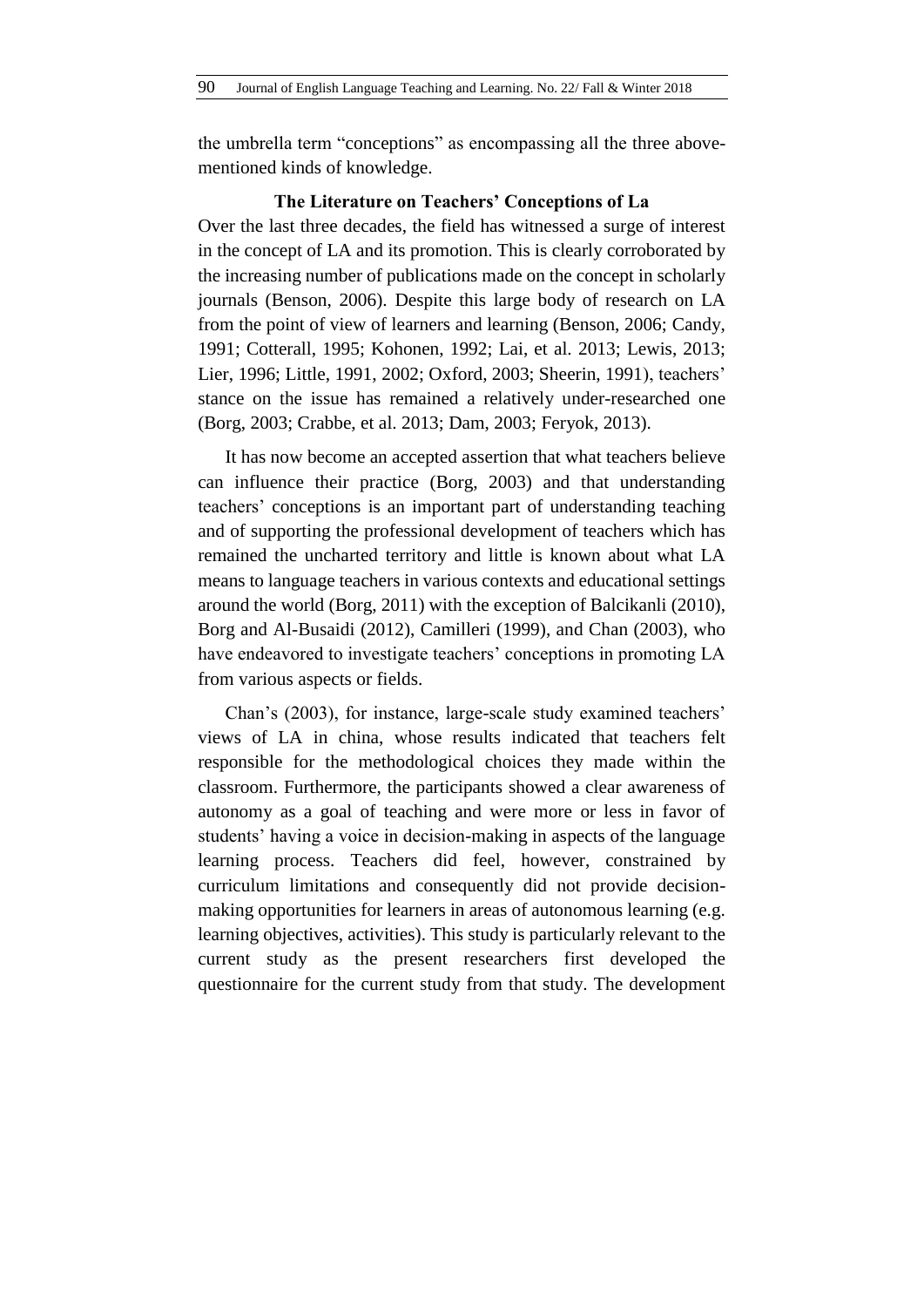the umbrella term "conceptions" as encompassing all the three above-mentioned kinds of knowledge.

## The Literature on Teachers' Conceptions of La

Over the last three decades, the field has witnessed a surge of interest in the concept of LA and its promotion. This is clearly corroborated by the increasing number of publications made on the concept in scholarly journals (Benson, 2006). Despite this large body of research on LA from the point of view of learners and learning (Benson, 2006; Candy, 1991; Cotterall, 1995; Kohonen, 1992; Lai, et al. 2013; Lewis, 2013; Lier, 1996; Little, 1991, 2002; Oxford, 2003; Sheerin, 1991), teachers' stance on the issue has remained a relatively under-researched one (Borg, 2003; Crabbe, et al. 2013; Dam, 2003; Feryok, 2013).

It has now become an accepted assertion that what teachers believe can influence their practice (Borg, 2003) and that understanding teachers' conceptions is an important part of understanding teaching and of supporting the professional development of teachers which has remained the uncharted territory and little is known about what LA means to language teachers in various contexts and educational settings around the world (Borg, 2011) with the exception of Balcikanli (2010), Borg and Al-Busaidi (2012), Camilleri (1999), and Chan (2003), who have endeavored to investigate teachers' conceptions in promoting LA from various aspects or fields.

Chan's (2003), for instance, large-scale study examined teachers' views of LA in china, whose results indicated that teachers felt responsible for the methodological choices they made within the classroom. Furthermore, the participants showed a clear awareness of autonomy as a goal of teaching and were more or less in favor of students' having a voice in decision-making in aspects of the language learning process. Teachers did feel, however, constrained by curriculum limitations and consequently did not provide decision-making opportunities for learners in areas of autonomous learning (e.g. learning objectives, activities). This study is particularly relevant to the current study as the present researchers first developed the questionnaire for the current study from that study. The development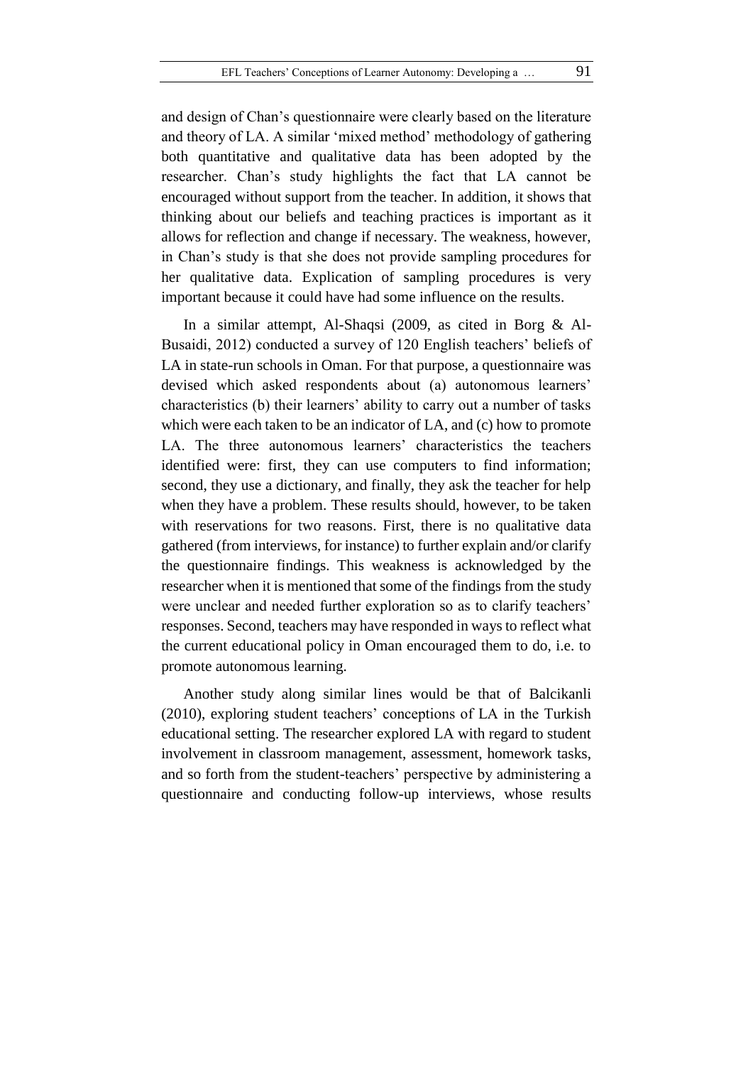and design of Chan's questionnaire were clearly based on the literature and theory of LA. A similar 'mixed method' methodology of gathering both quantitative and qualitative data has been adopted by the researcher. Chan's study highlights the fact that LA cannot be encouraged without support from the teacher. In addition, it shows that thinking about our beliefs and teaching practices is important as it allows for reflection and change if necessary. The weakness, however, in Chan's study is that she does not provide sampling procedures for her qualitative data. Explication of sampling procedures is very important because it could have had some influence on the results.

In a similar attempt, Al-Shaqsi (2009, as cited in Borg & Al-Busaidi, 2012) conducted a survey of 120 English teachers' beliefs of LA in state-run schools in Oman. For that purpose, a questionnaire was devised which asked respondents about (a) autonomous learners' characteristics (b) their learners' ability to carry out a number of tasks which were each taken to be an indicator of LA, and (c) how to promote LA. The three autonomous learners' characteristics the teachers identified were: first, they can use computers to find information; second, they use a dictionary, and finally, they ask the teacher for help when they have a problem. These results should, however, to be taken with reservations for two reasons. First, there is no qualitative data gathered (from interviews, for instance) to further explain and/or clarify the questionnaire findings. This weakness is acknowledged by the researcher when it is mentioned that some of the findings from the study were unclear and needed further exploration so as to clarify teachers' responses. Second, teachers may have responded in ways to reflect what the current educational policy in Oman encouraged them to do, i.e. to promote autonomous learning.

Another study along similar lines would be that of Balcikanli (2010), exploring student teachers' conceptions of LA in the Turkish educational setting. The researcher explored LA with regard to student involvement in classroom management, assessment, homework tasks, and so forth from the student-teachers' perspective by administering a questionnaire and conducting follow-up interviews, whose results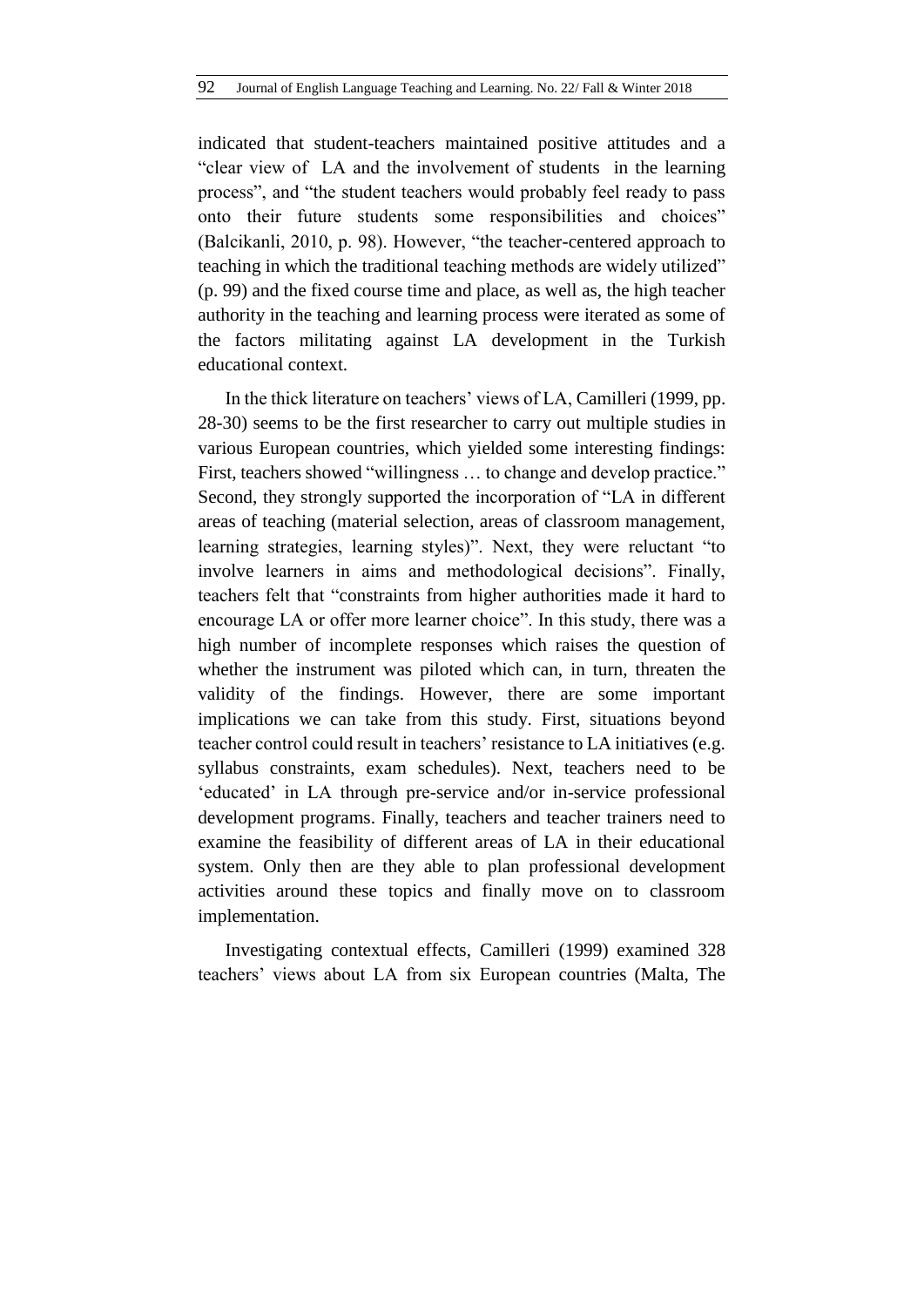indicated that student-teachers maintained positive attitudes and a "clear view of LA and the involvement of students in the learning process", and "the student teachers would probably feel ready to pass onto their future students some responsibilities and choices" (Balcikanli, 2010, p. 98). However, "the teacher-centered approach to teaching in which the traditional teaching methods are widely utilized" (p. 99) and the fixed course time and place, as well as, the high teacher authority in the teaching and learning process were iterated as some of the factors militating against LA development in the Turkish educational context.

In the thick literature on teachers' views of LA, Camilleri (1999, pp. 28-30) seems to be the first researcher to carry out multiple studies in various European countries, which yielded some interesting findings: First, teachers showed "willingness … to change and develop practice." Second, they strongly supported the incorporation of "LA in different areas of teaching (material selection, areas of classroom management, learning strategies, learning styles)". Next, they were reluctant "to involve learners in aims and methodological decisions". Finally, teachers felt that "constraints from higher authorities made it hard to encourage LA or offer more learner choice". In this study, there was a high number of incomplete responses which raises the question of whether the instrument was piloted which can, in turn, threaten the validity of the findings. However, there are some important implications we can take from this study. First, situations beyond teacher control could result in teachers' resistance to LA initiatives (e.g. syllabus constraints, exam schedules). Next, teachers need to be 'educated' in LA through pre-service and/or in-service professional development programs. Finally, teachers and teacher trainers need to examine the feasibility of different areas of LA in their educational system. Only then are they able to plan professional development activities around these topics and finally move on to classroom implementation.

Investigating contextual effects, Camilleri (1999) examined 328 teachers' views about LA from six European countries (Malta, The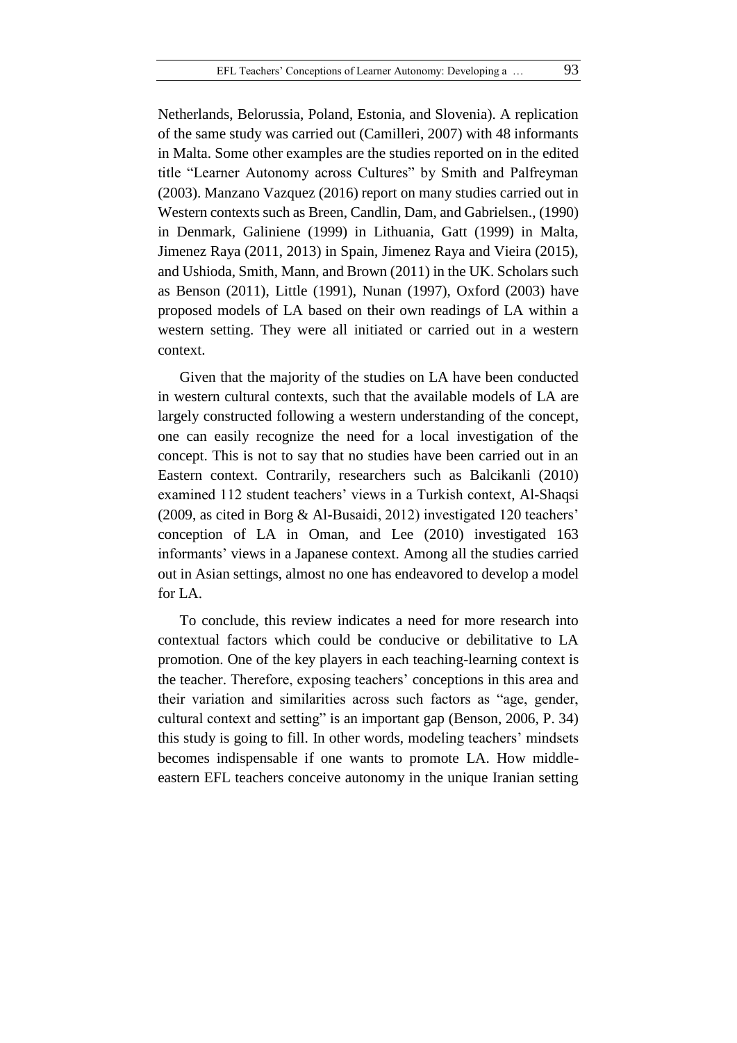Netherlands, Belorussia, Poland, Estonia, and Slovenia). A replication of the same study was carried out (Camilleri, 2007) with 48 informants in Malta. Some other examples are the studies reported on in the edited title "Learner Autonomy across Cultures" by Smith and Palfreyman (2003). Manzano Vazquez (2016) report on many studies carried out in Western contexts such as Breen, Candlin, Dam, and Gabrielsen., (1990) in Denmark, Galiniene (1999) in Lithuania, Gatt (1999) in Malta, Jimenez Raya (2011, 2013) in Spain, Jimenez Raya and Vieira (2015), and Ushioda, Smith, Mann, and Brown (2011) in the UK. Scholars such as Benson (2011), Little (1991), Nunan (1997), Oxford (2003) have proposed models of LA based on their own readings of LA within a western setting. They were all initiated or carried out in a western context.

Given that the majority of the studies on LA have been conducted in western cultural contexts, such that the available models of LA are largely constructed following a western understanding of the concept, one can easily recognize the need for a local investigation of the concept. This is not to say that no studies have been carried out in an Eastern context. Contrarily, researchers such as Balcikanli (2010) examined 112 student teachers' views in a Turkish context, Al-Shaqsi (2009, as cited in Borg & Al-Busaidi, 2012) investigated 120 teachers' conception of LA in Oman, and Lee (2010) investigated 163 informants' views in a Japanese context. Among all the studies carried out in Asian settings, almost no one has endeavored to develop a model for LA.

To conclude, this review indicates a need for more research into contextual factors which could be conducive or debilitative to LA promotion. One of the key players in each teaching-learning context is the teacher. Therefore, exposing teachers' conceptions in this area and their variation and similarities across such factors as "age, gender, cultural context and setting" is an important gap (Benson, 2006, P. 34) this study is going to fill. In other words, modeling teachers' mindsets becomes indispensable if one wants to promote LA. How middle-eastern EFL teachers conceive autonomy in the unique Iranian setting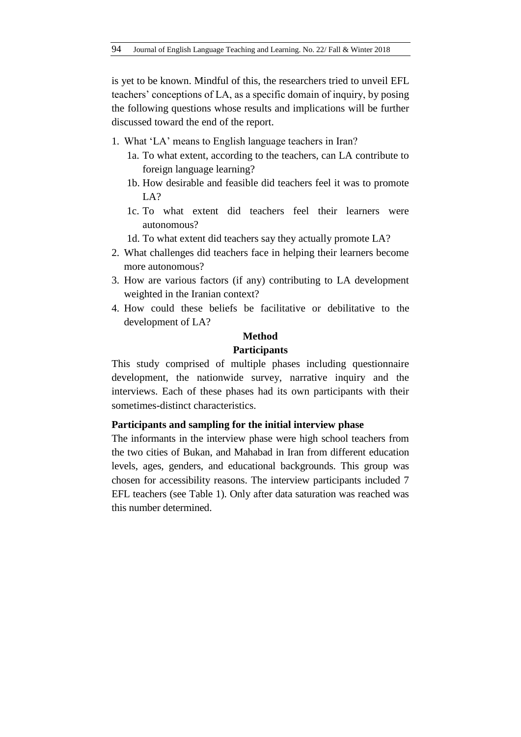is yet to be known. Mindful of this, the researchers tried to unveil EFL teachers' conceptions of LA, as a specific domain of inquiry, by posing the following questions whose results and implications will be further discussed toward the end of the report.

1. What 'LA' means to English language teachers in Iran?
   - 1a. To what extent, according to the teachers, can LA contribute to foreign language learning?
   - 1b. How desirable and feasible did teachers feel it was to promote LA?
   - 1c. To what extent did teachers feel their learners were autonomous?
   - 1d. To what extent did teachers say they actually promote LA?
2. What challenges did teachers face in helping their learners become more autonomous?
3. How are various factors (if any) contributing to LA development weighted in the Iranian context?
4. How could these beliefs be facilitative or debilitative to the development of LA?

## Method

### Participants

This study comprised of multiple phases including questionnaire development, the nationwide survey, narrative inquiry and the interviews. Each of these phases had its own participants with their sometimes-distinct characteristics.

#### Participants and sampling for the initial interview phase

The informants in the interview phase were high school teachers from the two cities of Bukan, and Mahabad in Iran from different education levels, ages, genders, and educational backgrounds. This group was chosen for accessibility reasons. The interview participants included 7 EFL teachers (see Table 1). Only after data saturation was reached was this number determined.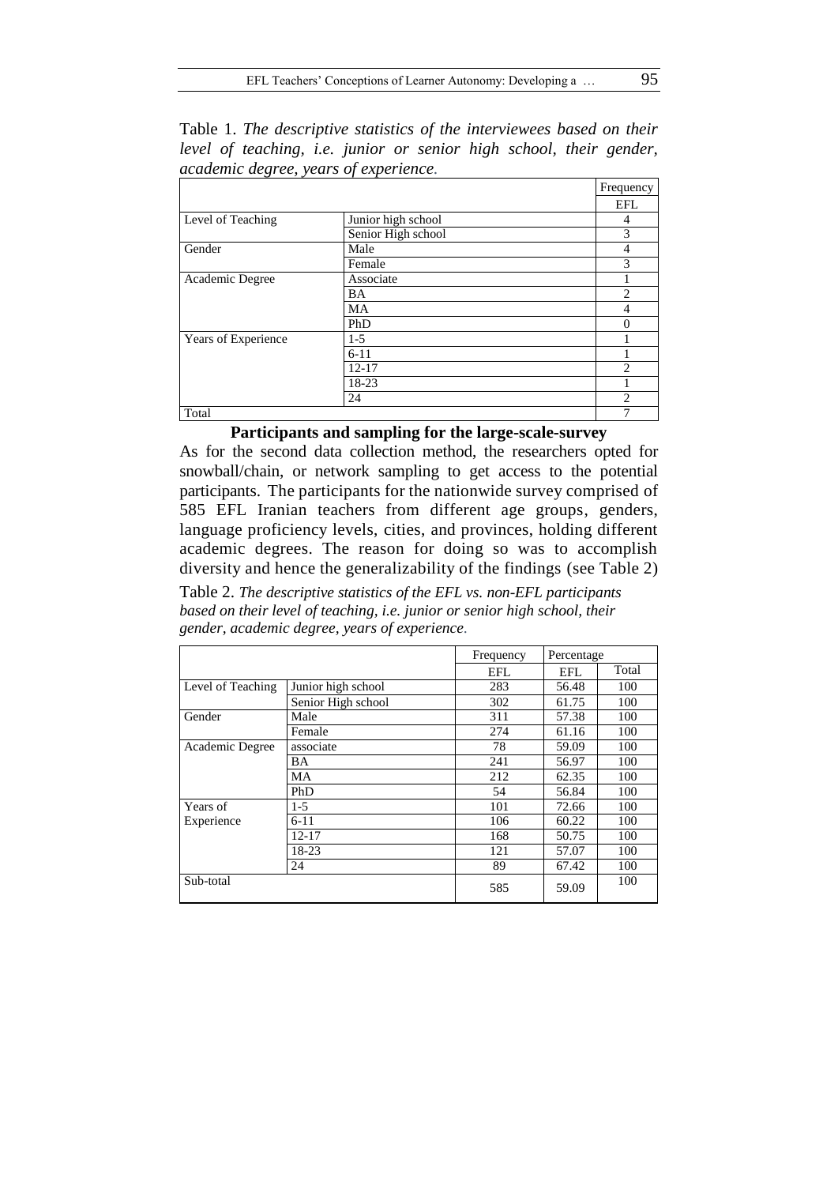Table 1. *The descriptive statistics of the interviewees based on their level of teaching, i.e. junior or senior high school, their gender, academic degree, years of experience.*

| | | Frequency |
|---|---|---|
| | | EFL |
| Level of Teaching | Junior high school | 4 |
| | Senior High school | 3 |
| Gender | Male | 4 |
| | Female | 3 |
| Academic Degree | Associate | 1 |
| | BA | 2 |
| | MA | 4 |
| | PhD | 0 |
| Years of Experience | 1-5 | 1 |
| | 6-11 | 1 |
| | 12-17 | 2 |
| | 18-23 | 1 |
| | 24 | 2 |
| Total | | 7 |

**Participants and sampling for the large-scale-survey**

As for the second data collection method, the researchers opted for snowball/chain, or network sampling to get access to the potential participants. The participants for the nationwide survey comprised of 585 EFL Iranian teachers from different age groups, genders, language proficiency levels, cities, and provinces, holding different academic degrees. The reason for doing so was to accomplish diversity and hence the generalizability of the findings (see Table 2)

Table 2. *The descriptive statistics of the EFL vs. non-EFL participants based on their level of teaching, i.e. junior or senior high school, their gender, academic degree, years of experience.*

| | | Frequency | Percentage | |
|---|---|---|---|---|
| | | EFL | EFL | Total |
| Level of Teaching | Junior high school | 283 | 56.48 | 100 |
| | Senior High school | 302 | 61.75 | 100 |
| Gender | Male | 311 | 57.38 | 100 |
| | Female | 274 | 61.16 | 100 |
| Academic Degree | associate | 78 | 59.09 | 100 |
| | BA | 241 | 56.97 | 100 |
| | MA | 212 | 62.35 | 100 |
| | PhD | 54 | 56.84 | 100 |
| Years of Experience | 1-5 | 101 | 72.66 | 100 |
| | 6-11 | 106 | 60.22 | 100 |
| | 12-17 | 168 | 50.75 | 100 |
| | 18-23 | 121 | 57.07 | 100 |
| | 24 | 89 | 67.42 | 100 |
| Sub-total | | 585 | 59.09 | 100 |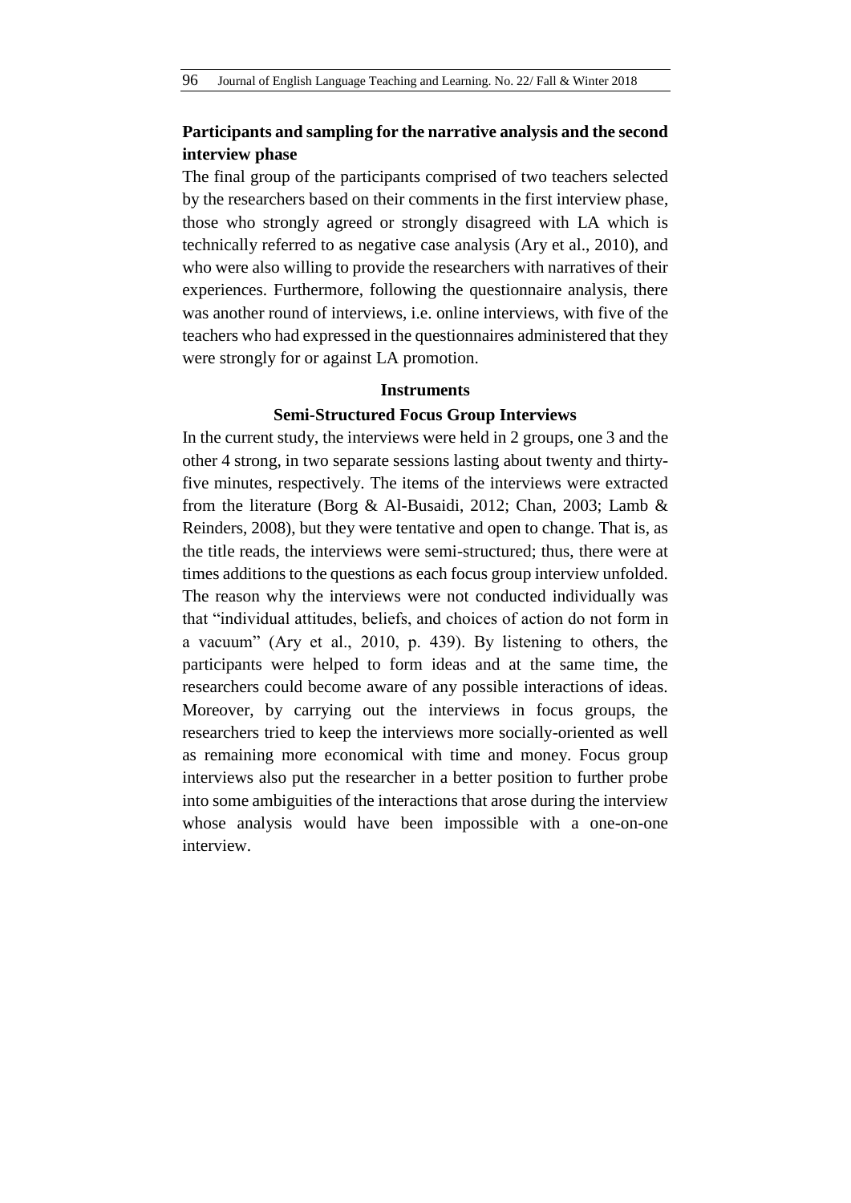### Participants and sampling for the narrative analysis and the second interview phase

The final group of the participants comprised of two teachers selected by the researchers based on their comments in the first interview phase, those who strongly agreed or strongly disagreed with LA which is technically referred to as negative case analysis (Ary et al., 2010), and who were also willing to provide the researchers with narratives of their experiences. Furthermore, following the questionnaire analysis, there was another round of interviews, i.e. online interviews, with five of the teachers who had expressed in the questionnaires administered that they were strongly for or against LA promotion.

## Instruments

### Semi-Structured Focus Group Interviews

In the current study, the interviews were held in 2 groups, one 3 and the other 4 strong, in two separate sessions lasting about twenty and thirty-five minutes, respectively. The items of the interviews were extracted from the literature (Borg & Al-Busaidi, 2012; Chan, 2003; Lamb & Reinders, 2008), but they were tentative and open to change. That is, as the title reads, the interviews were semi-structured; thus, there were at times additions to the questions as each focus group interview unfolded. The reason why the interviews were not conducted individually was that "individual attitudes, beliefs, and choices of action do not form in a vacuum" (Ary et al., 2010, p. 439). By listening to others, the participants were helped to form ideas and at the same time, the researchers could become aware of any possible interactions of ideas. Moreover, by carrying out the interviews in focus groups, the researchers tried to keep the interviews more socially-oriented as well as remaining more economical with time and money. Focus group interviews also put the researcher in a better position to further probe into some ambiguities of the interactions that arose during the interview whose analysis would have been impossible with a one-on-one interview.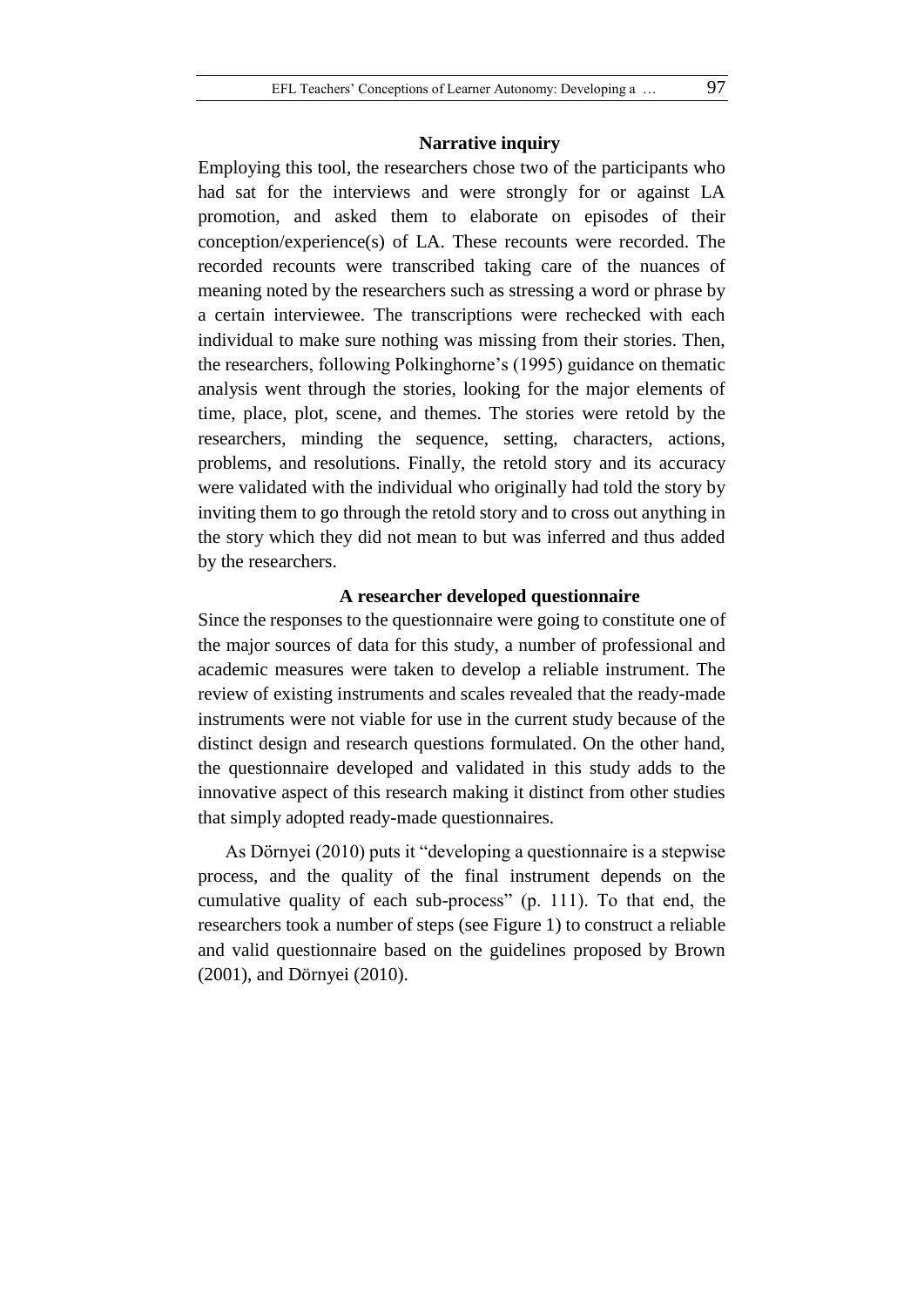### Narrative inquiry

Employing this tool, the researchers chose two of the participants who had sat for the interviews and were strongly for or against LA promotion, and asked them to elaborate on episodes of their conception/experience(s) of LA. These recounts were recorded. The recorded recounts were transcribed taking care of the nuances of meaning noted by the researchers such as stressing a word or phrase by a certain interviewee. The transcriptions were rechecked with each individual to make sure nothing was missing from their stories. Then, the researchers, following Polkinghorne's (1995) guidance on thematic analysis went through the stories, looking for the major elements of time, place, plot, scene, and themes. The stories were retold by the researchers, minding the sequence, setting, characters, actions, problems, and resolutions. Finally, the retold story and its accuracy were validated with the individual who originally had told the story by inviting them to go through the retold story and to cross out anything in the story which they did not mean to but was inferred and thus added by the researchers.

### A researcher developed questionnaire

Since the responses to the questionnaire were going to constitute one of the major sources of data for this study, a number of professional and academic measures were taken to develop a reliable instrument. The review of existing instruments and scales revealed that the ready-made instruments were not viable for use in the current study because of the distinct design and research questions formulated. On the other hand, the questionnaire developed and validated in this study adds to the innovative aspect of this research making it distinct from other studies that simply adopted ready-made questionnaires.

As Dörnyei (2010) puts it "developing a questionnaire is a stepwise process, and the quality of the final instrument depends on the cumulative quality of each sub-process" (p. 111). To that end, the researchers took a number of steps (see Figure 1) to construct a reliable and valid questionnaire based on the guidelines proposed by Brown (2001), and Dörnyei (2010).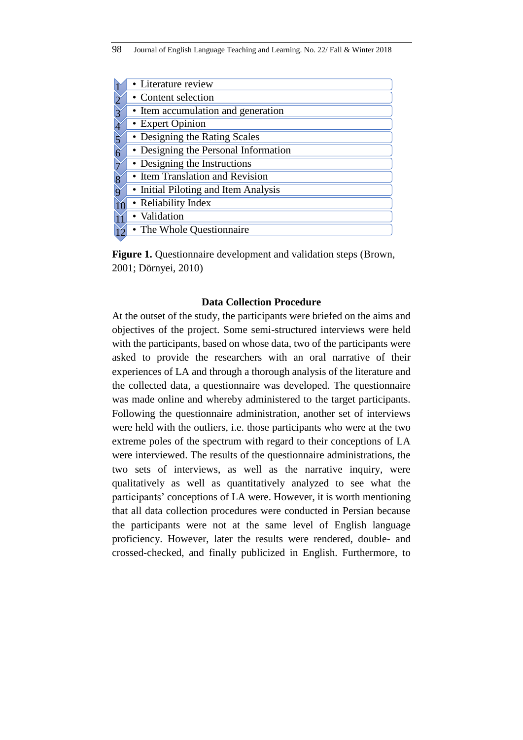1. Literature review
2. Content selection
3. Item accumulation and generation
4. Expert Opinion
5. Designing the Rating Scales
6. Designing the Personal Information
7. Designing the Instructions
8. Item Translation and Revision
9. Initial Piloting and Item Analysis
10. Reliability Index
11. Validation
12. The Whole Questionnaire

**Figure 1.** Questionnaire development and validation steps (Brown, 2001; Dörnyei, 2010)

### Data Collection Procedure

At the outset of the study, the participants were briefed on the aims and objectives of the project. Some semi-structured interviews were held with the participants, based on whose data, two of the participants were asked to provide the researchers with an oral narrative of their experiences of LA and through a thorough analysis of the literature and the collected data, a questionnaire was developed. The questionnaire was made online and whereby administered to the target participants. Following the questionnaire administration, another set of interviews were held with the outliers, i.e. those participants who were at the two extreme poles of the spectrum with regard to their conceptions of LA were interviewed. The results of the questionnaire administrations, the two sets of interviews, as well as the narrative inquiry, were qualitatively as well as quantitatively analyzed to see what the participants' conceptions of LA were. However, it is worth mentioning that all data collection procedures were conducted in Persian because the participants were not at the same level of English language proficiency. However, later the results were rendered, double- and crossed-checked, and finally publicized in English. Furthermore, to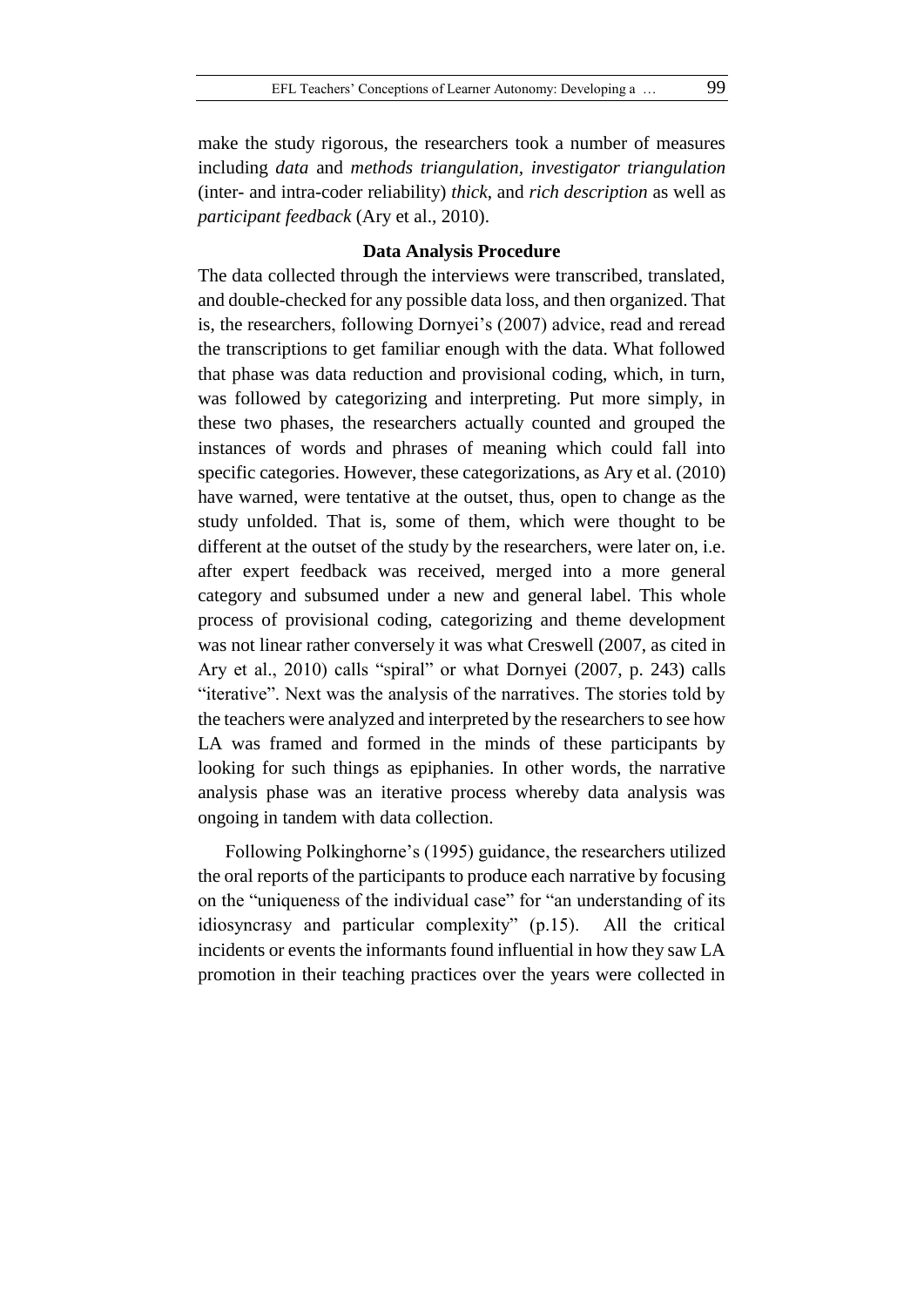make the study rigorous, the researchers took a number of measures including *data* and *methods triangulation*, *investigator triangulation* (inter- and intra-coder reliability) *thick*, and *rich description* as well as *participant feedback* (Ary et al., 2010).

### Data Analysis Procedure

The data collected through the interviews were transcribed, translated, and double-checked for any possible data loss, and then organized. That is, the researchers, following Dornyei's (2007) advice, read and reread the transcriptions to get familiar enough with the data. What followed that phase was data reduction and provisional coding, which, in turn, was followed by categorizing and interpreting. Put more simply, in these two phases, the researchers actually counted and grouped the instances of words and phrases of meaning which could fall into specific categories. However, these categorizations, as Ary et al. (2010) have warned, were tentative at the outset, thus, open to change as the study unfolded. That is, some of them, which were thought to be different at the outset of the study by the researchers, were later on, i.e. after expert feedback was received, merged into a more general category and subsumed under a new and general label. This whole process of provisional coding, categorizing and theme development was not linear rather conversely it was what Creswell (2007, as cited in Ary et al., 2010) calls "spiral" or what Dornyei (2007, p. 243) calls "iterative". Next was the analysis of the narratives. The stories told by the teachers were analyzed and interpreted by the researchers to see how LA was framed and formed in the minds of these participants by looking for such things as epiphanies. In other words, the narrative analysis phase was an iterative process whereby data analysis was ongoing in tandem with data collection.

Following Polkinghorne's (1995) guidance, the researchers utilized the oral reports of the participants to produce each narrative by focusing on the "uniqueness of the individual case" for "an understanding of its idiosyncrasy and particular complexity" (p.15). All the critical incidents or events the informants found influential in how they saw LA promotion in their teaching practices over the years were collected in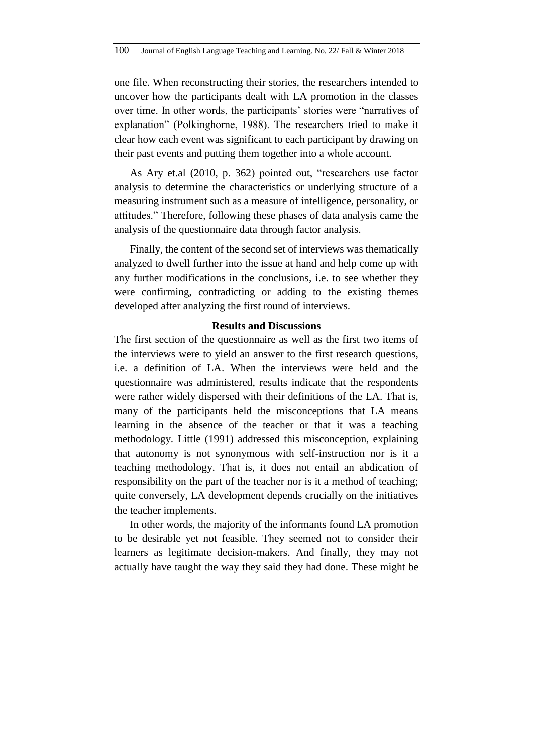one file. When reconstructing their stories, the researchers intended to uncover how the participants dealt with LA promotion in the classes over time. In other words, the participants' stories were "narratives of explanation" (Polkinghorne, 1988). The researchers tried to make it clear how each event was significant to each participant by drawing on their past events and putting them together into a whole account.

As Ary et.al (2010, p. 362) pointed out, "researchers use factor analysis to determine the characteristics or underlying structure of a measuring instrument such as a measure of intelligence, personality, or attitudes." Therefore, following these phases of data analysis came the analysis of the questionnaire data through factor analysis.

Finally, the content of the second set of interviews was thematically analyzed to dwell further into the issue at hand and help come up with any further modifications in the conclusions, i.e. to see whether they were confirming, contradicting or adding to the existing themes developed after analyzing the first round of interviews.

## Results and Discussions

The first section of the questionnaire as well as the first two items of the interviews were to yield an answer to the first research questions, i.e. a definition of LA. When the interviews were held and the questionnaire was administered, results indicate that the respondents were rather widely dispersed with their definitions of the LA. That is, many of the participants held the misconceptions that LA means learning in the absence of the teacher or that it was a teaching methodology. Little (1991) addressed this misconception, explaining that autonomy is not synonymous with self-instruction nor is it a teaching methodology. That is, it does not entail an abdication of responsibility on the part of the teacher nor is it a method of teaching; quite conversely, LA development depends crucially on the initiatives the teacher implements.

In other words, the majority of the informants found LA promotion to be desirable yet not feasible. They seemed not to consider their learners as legitimate decision-makers. And finally, they may not actually have taught the way they said they had done. These might be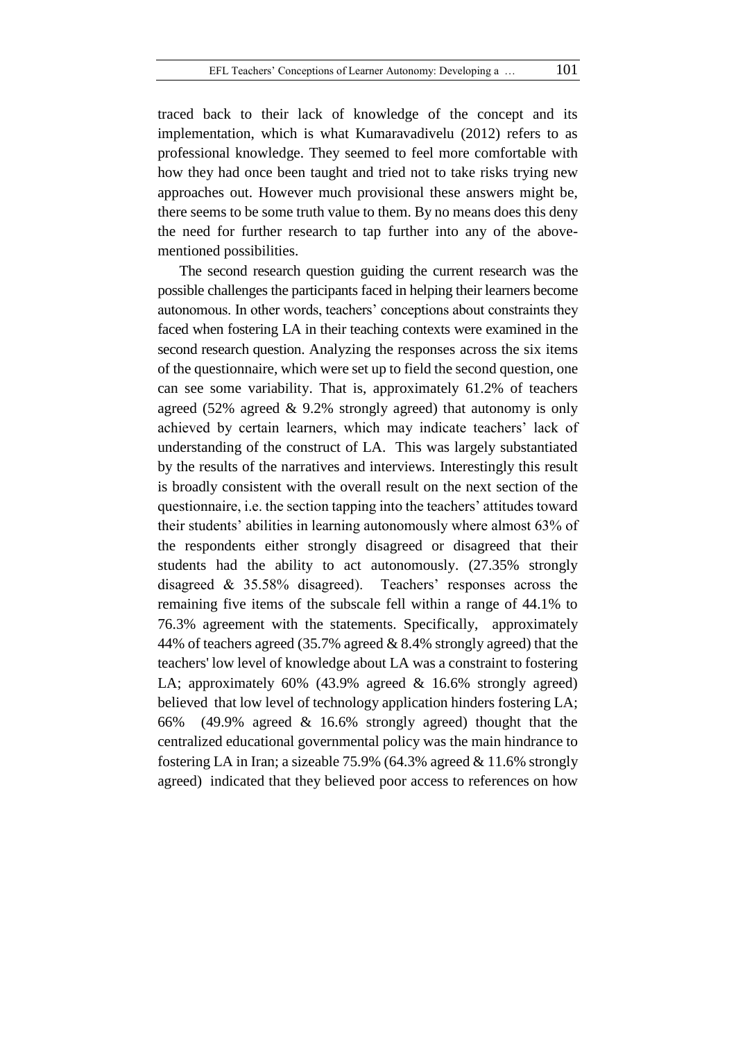traced back to their lack of knowledge of the concept and its implementation, which is what Kumaravadivelu (2012) refers to as professional knowledge. They seemed to feel more comfortable with how they had once been taught and tried not to take risks trying new approaches out. However much provisional these answers might be, there seems to be some truth value to them. By no means does this deny the need for further research to tap further into any of the above-mentioned possibilities.

The second research question guiding the current research was the possible challenges the participants faced in helping their learners become autonomous. In other words, teachers' conceptions about constraints they faced when fostering LA in their teaching contexts were examined in the second research question. Analyzing the responses across the six items of the questionnaire, which were set up to field the second question, one can see some variability. That is, approximately 61.2% of teachers agreed (52% agreed & 9.2% strongly agreed) that autonomy is only achieved by certain learners, which may indicate teachers' lack of understanding of the construct of LA. This was largely substantiated by the results of the narratives and interviews. Interestingly this result is broadly consistent with the overall result on the next section of the questionnaire, i.e. the section tapping into the teachers' attitudes toward their students' abilities in learning autonomously where almost 63% of the respondents either strongly disagreed or disagreed that their students had the ability to act autonomously. (27.35% strongly disagreed & 35.58% disagreed). Teachers' responses across the remaining five items of the subscale fell within a range of 44.1% to 76.3% agreement with the statements. Specifically, approximately 44% of teachers agreed (35.7% agreed & 8.4% strongly agreed) that the teachers' low level of knowledge about LA was a constraint to fostering LA; approximately 60% (43.9% agreed & 16.6% strongly agreed) believed that low level of technology application hinders fostering LA; 66% (49.9% agreed & 16.6% strongly agreed) thought that the centralized educational governmental policy was the main hindrance to fostering LA in Iran; a sizeable 75.9% (64.3% agreed & 11.6% strongly agreed) indicated that they believed poor access to references on how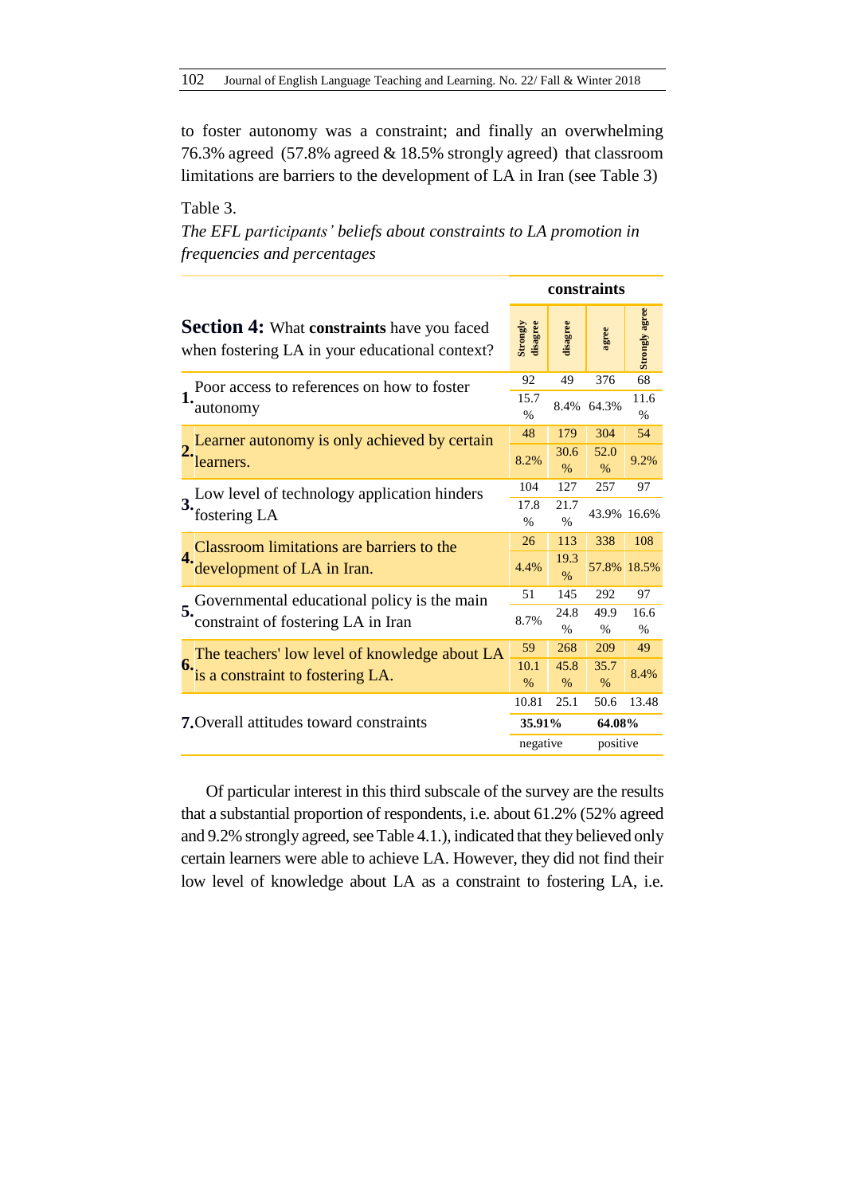to foster autonomy was a constraint; and finally an overwhelming 76.3% agreed (57.8% agreed & 18.5% strongly agreed) that classroom limitations are barriers to the development of LA in Iran (see Table 3)

Table 3.

*The EFL participants' beliefs about constraints to LA promotion in frequencies and percentages*

| **Section 4:** What **constraints** have you faced when fostering LA in your educational context? | constraints | | | |
|---|---|---|---|---|
| | Strongly disagree | disagree | agree | Strongly agree |
| **1.** Poor access to references on how to foster autonomy | 92 | 49 | 376 | 68 |
| | 15.7 % | 8.4% | 64.3% | 11.6 % |
| **2.** Learner autonomy is only achieved by certain learners. | 48 | 179 | 304 | 54 |
| | 8.2% | 30.6 % | 52.0 % | 9.2% |
| **3.** Low level of technology application hinders fostering LA | 104 | 127 | 257 | 97 |
| | 17.8 % | 21.7 % | 43.9% | 16.6% |
| **4.** Classroom limitations are barriers to the development of LA in Iran. | 26 | 113 | 338 | 108 |
| | 4.4% | 19.3 % | 57.8% | 18.5% |
| **5.** Governmental educational policy is the main constraint of fostering LA in Iran | 51 | 145 | 292 | 97 |
| | 8.7% | 24.8 % | 49.9 % | 16.6 % |
| **6.** The teachers' low level of knowledge about LA is a constraint to fostering LA. | 59 | 268 | 209 | 49 |
| | 10.1 % | 45.8 % | 35.7 % | 8.4% |
| **7.** Overall attitudes toward constraints | 10.81 | 25.1 | 50.6 | 13.48 |
| | **35.91%** | | **64.08%** | |
| | negative | | positive | |

Of particular interest in this third subscale of the survey are the results that a substantial proportion of respondents, i.e. about 61.2% (52% agreed and 9.2% strongly agreed, see Table 4.1.), indicated that they believed only certain learners were able to achieve LA. However, they did not find their low level of knowledge about LA as a constraint to fostering LA, i.e.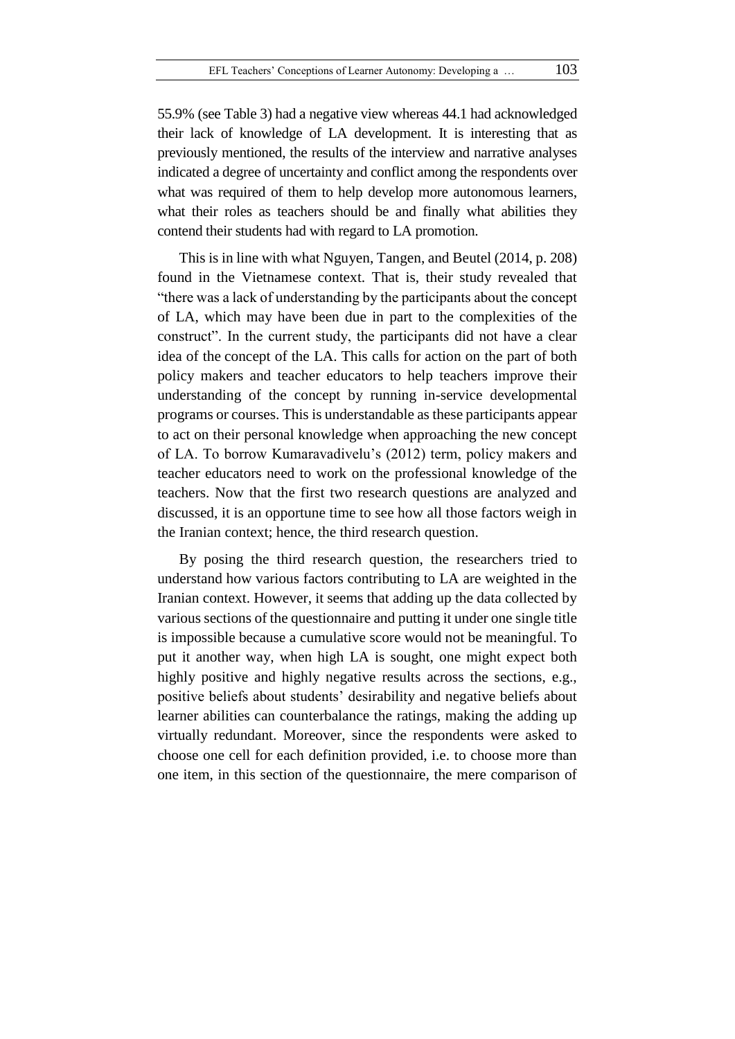55.9% (see Table 3) had a negative view whereas 44.1 had acknowledged their lack of knowledge of LA development. It is interesting that as previously mentioned, the results of the interview and narrative analyses indicated a degree of uncertainty and conflict among the respondents over what was required of them to help develop more autonomous learners, what their roles as teachers should be and finally what abilities they contend their students had with regard to LA promotion.

This is in line with what Nguyen, Tangen, and Beutel (2014, p. 208) found in the Vietnamese context. That is, their study revealed that "there was a lack of understanding by the participants about the concept of LA, which may have been due in part to the complexities of the construct". In the current study, the participants did not have a clear idea of the concept of the LA. This calls for action on the part of both policy makers and teacher educators to help teachers improve their understanding of the concept by running in-service developmental programs or courses. This is understandable as these participants appear to act on their personal knowledge when approaching the new concept of LA. To borrow Kumaravadivelu's (2012) term, policy makers and teacher educators need to work on the professional knowledge of the teachers. Now that the first two research questions are analyzed and discussed, it is an opportune time to see how all those factors weigh in the Iranian context; hence, the third research question.

By posing the third research question, the researchers tried to understand how various factors contributing to LA are weighted in the Iranian context. However, it seems that adding up the data collected by various sections of the questionnaire and putting it under one single title is impossible because a cumulative score would not be meaningful. To put it another way, when high LA is sought, one might expect both highly positive and highly negative results across the sections, e.g., positive beliefs about students' desirability and negative beliefs about learner abilities can counterbalance the ratings, making the adding up virtually redundant. Moreover, since the respondents were asked to choose one cell for each definition provided, i.e. to choose more than one item, in this section of the questionnaire, the mere comparison of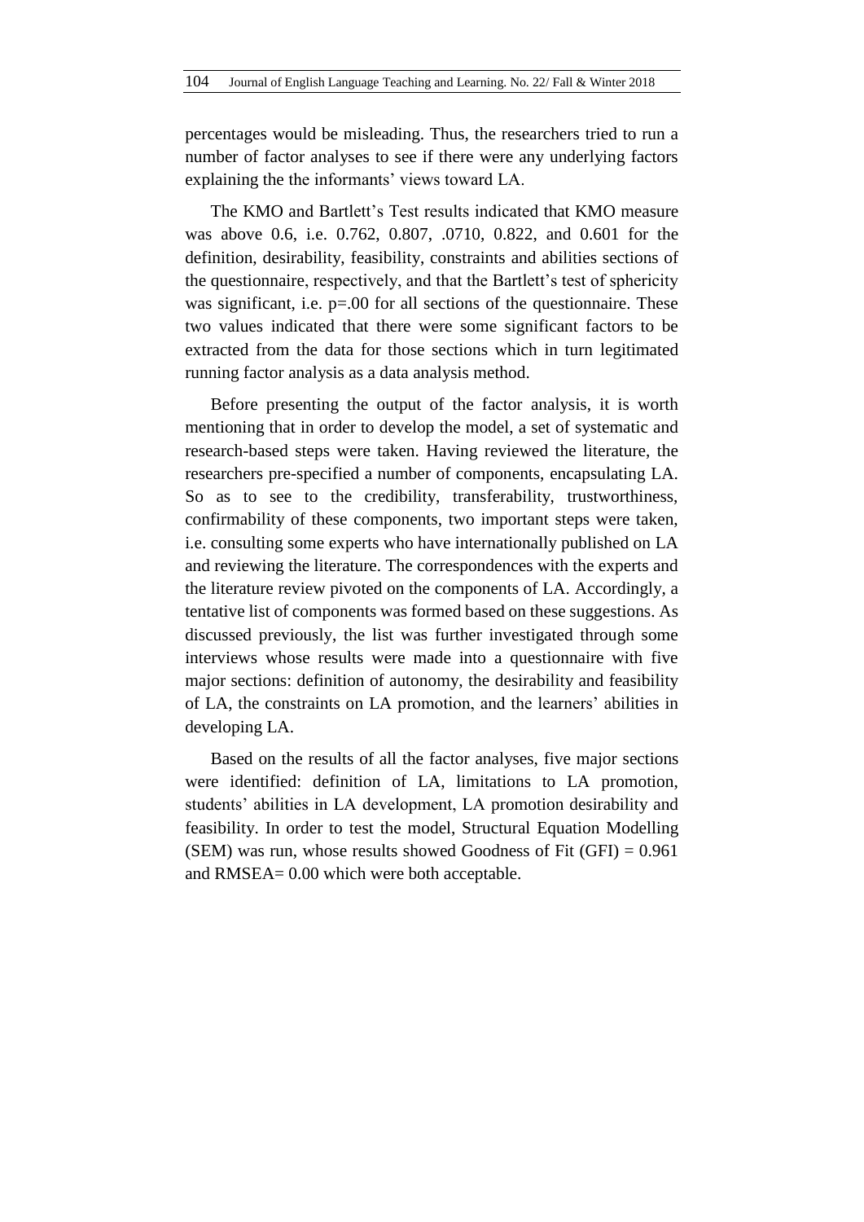percentages would be misleading. Thus, the researchers tried to run a number of factor analyses to see if there were any underlying factors explaining the the informants' views toward LA.

The KMO and Bartlett's Test results indicated that KMO measure was above 0.6, i.e. 0.762, 0.807, .0710, 0.822, and 0.601 for the definition, desirability, feasibility, constraints and abilities sections of the questionnaire, respectively, and that the Bartlett's test of sphericity was significant, i.e. p=.00 for all sections of the questionnaire. These two values indicated that there were some significant factors to be extracted from the data for those sections which in turn legitimated running factor analysis as a data analysis method.

Before presenting the output of the factor analysis, it is worth mentioning that in order to develop the model, a set of systematic and research-based steps were taken. Having reviewed the literature, the researchers pre-specified a number of components, encapsulating LA. So as to see to the credibility, transferability, trustworthiness, confirmability of these components, two important steps were taken, i.e. consulting some experts who have internationally published on LA and reviewing the literature. The correspondences with the experts and the literature review pivoted on the components of LA. Accordingly, a tentative list of components was formed based on these suggestions. As discussed previously, the list was further investigated through some interviews whose results were made into a questionnaire with five major sections: definition of autonomy, the desirability and feasibility of LA, the constraints on LA promotion, and the learners' abilities in developing LA.

Based on the results of all the factor analyses, five major sections were identified: definition of LA, limitations to LA promotion, students' abilities in LA development, LA promotion desirability and feasibility. In order to test the model, Structural Equation Modelling (SEM) was run, whose results showed Goodness of Fit (GFI) = 0.961 and RMSEA= 0.00 which were both acceptable.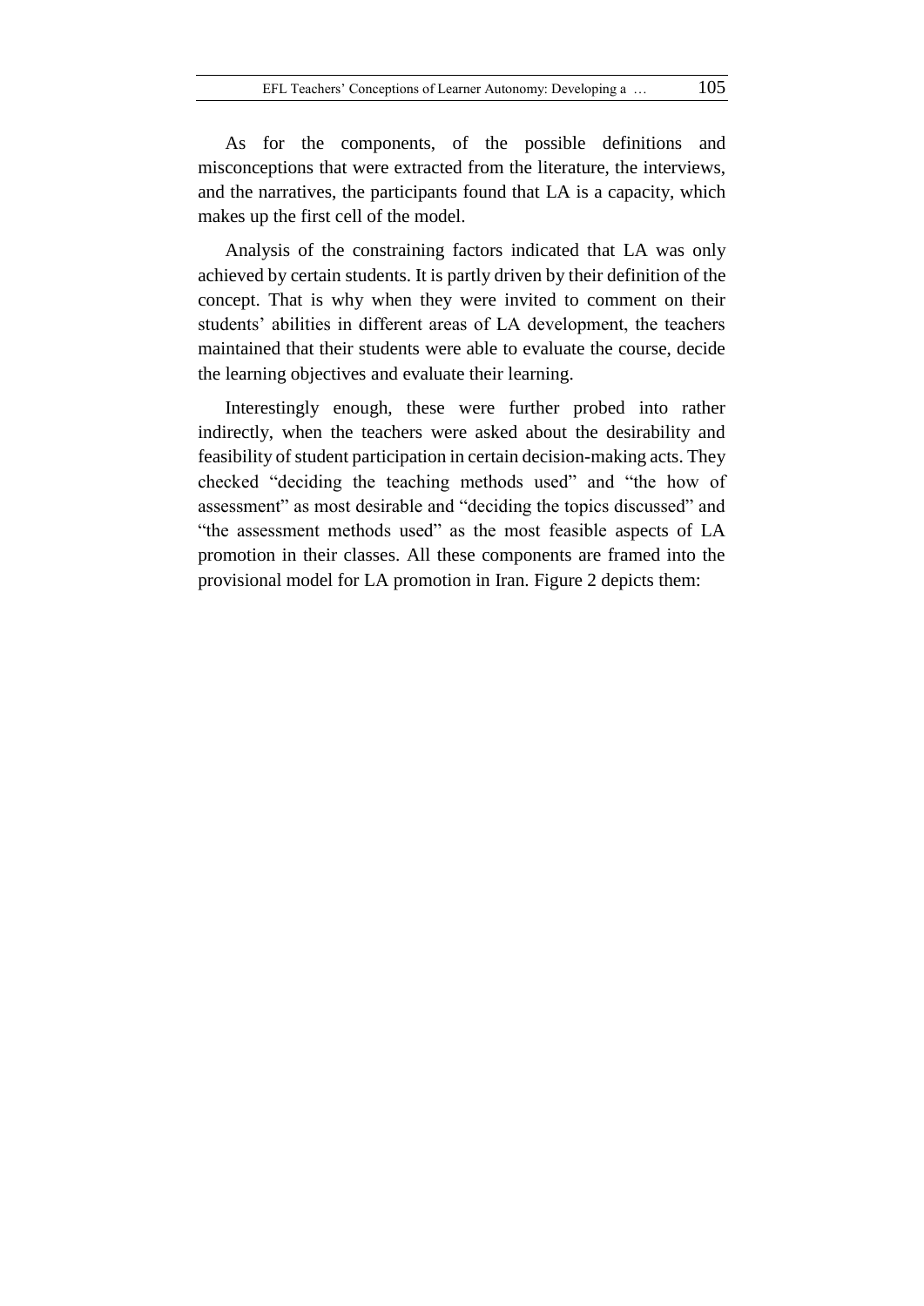As for the components, of the possible definitions and misconceptions that were extracted from the literature, the interviews, and the narratives, the participants found that LA is a capacity, which makes up the first cell of the model.

Analysis of the constraining factors indicated that LA was only achieved by certain students. It is partly driven by their definition of the concept. That is why when they were invited to comment on their students' abilities in different areas of LA development, the teachers maintained that their students were able to evaluate the course, decide the learning objectives and evaluate their learning.

Interestingly enough, these were further probed into rather indirectly, when the teachers were asked about the desirability and feasibility of student participation in certain decision-making acts. They checked "deciding the teaching methods used" and "the how of assessment" as most desirable and "deciding the topics discussed" and "the assessment methods used" as the most feasible aspects of LA promotion in their classes. All these components are framed into the provisional model for LA promotion in Iran. Figure 2 depicts them: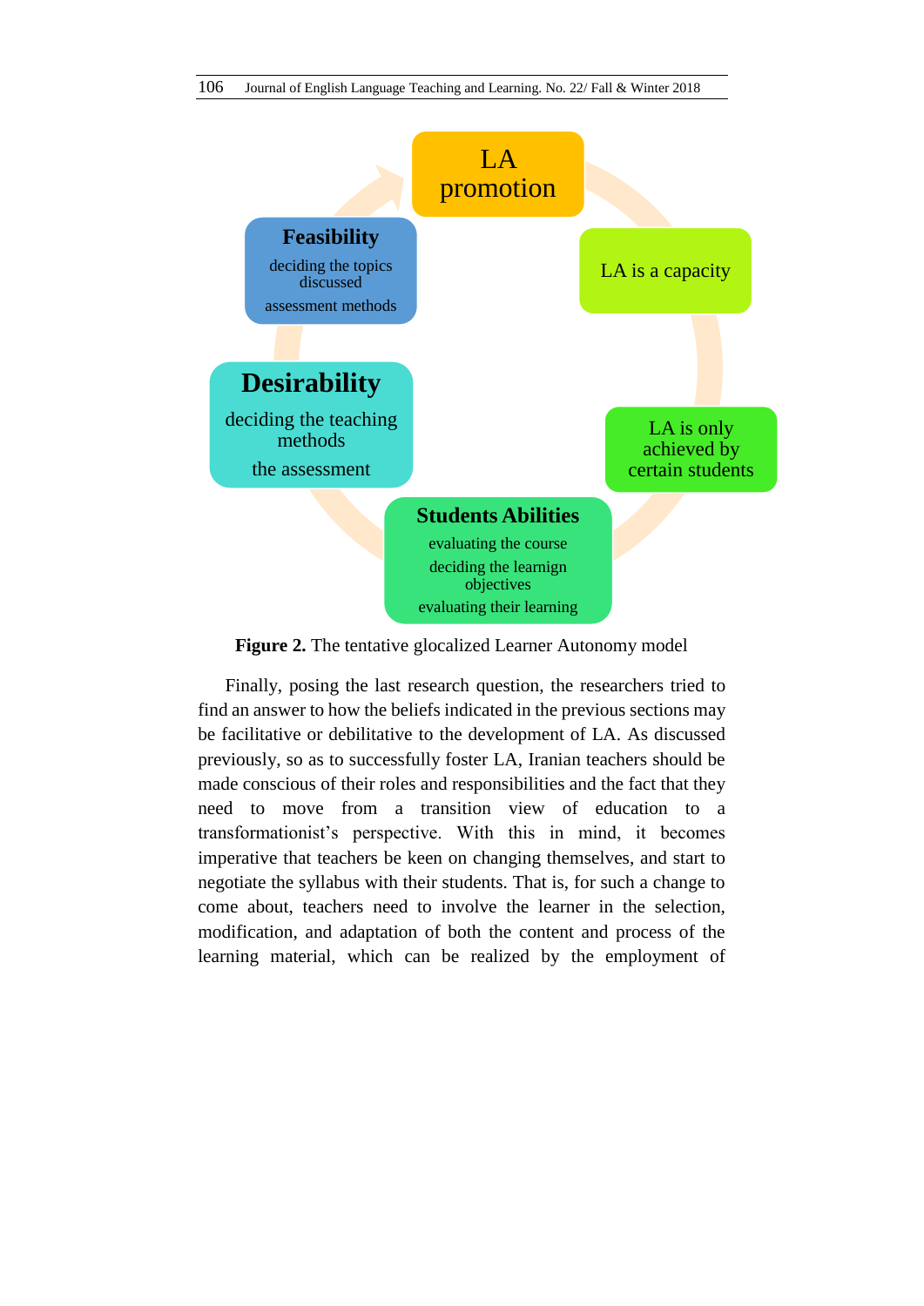LA promotion

LA is a capacity

LA is only achieved by certain students

**Students Abilities**

evaluating the course

deciding the learnign objectives

evaluating their learning

**Desirability**

deciding the teaching methods

the assessment

**Feasibility**

deciding the topics discussed

assessment methods

**Figure 2.** The tentative glocalized Learner Autonomy model

Finally, posing the last research question, the researchers tried to find an answer to how the beliefs indicated in the previous sections may be facilitative or debilitative to the development of LA. As discussed previously, so as to successfully foster LA, Iranian teachers should be made conscious of their roles and responsibilities and the fact that they need to move from a transition view of education to a transformationist's perspective. With this in mind, it becomes imperative that teachers be keen on changing themselves, and start to negotiate the syllabus with their students. That is, for such a change to come about, teachers need to involve the learner in the selection, modification, and adaptation of both the content and process of the learning material, which can be realized by the employment of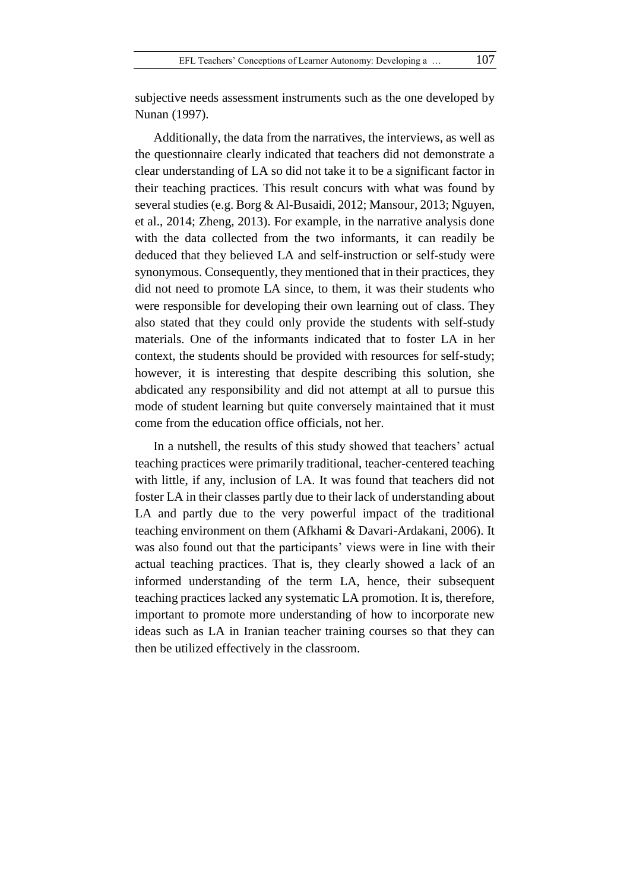subjective needs assessment instruments such as the one developed by Nunan (1997).

Additionally, the data from the narratives, the interviews, as well as the questionnaire clearly indicated that teachers did not demonstrate a clear understanding of LA so did not take it to be a significant factor in their teaching practices. This result concurs with what was found by several studies (e.g. Borg & Al-Busaidi, 2012; Mansour, 2013; Nguyen, et al., 2014; Zheng, 2013). For example, in the narrative analysis done with the data collected from the two informants, it can readily be deduced that they believed LA and self-instruction or self-study were synonymous. Consequently, they mentioned that in their practices, they did not need to promote LA since, to them, it was their students who were responsible for developing their own learning out of class. They also stated that they could only provide the students with self-study materials. One of the informants indicated that to foster LA in her context, the students should be provided with resources for self-study; however, it is interesting that despite describing this solution, she abdicated any responsibility and did not attempt at all to pursue this mode of student learning but quite conversely maintained that it must come from the education office officials, not her.

In a nutshell, the results of this study showed that teachers' actual teaching practices were primarily traditional, teacher-centered teaching with little, if any, inclusion of LA. It was found that teachers did not foster LA in their classes partly due to their lack of understanding about LA and partly due to the very powerful impact of the traditional teaching environment on them (Afkhami & Davari-Ardakani, 2006). It was also found out that the participants' views were in line with their actual teaching practices. That is, they clearly showed a lack of an informed understanding of the term LA, hence, their subsequent teaching practices lacked any systematic LA promotion. It is, therefore, important to promote more understanding of how to incorporate new ideas such as LA in Iranian teacher training courses so that they can then be utilized effectively in the classroom.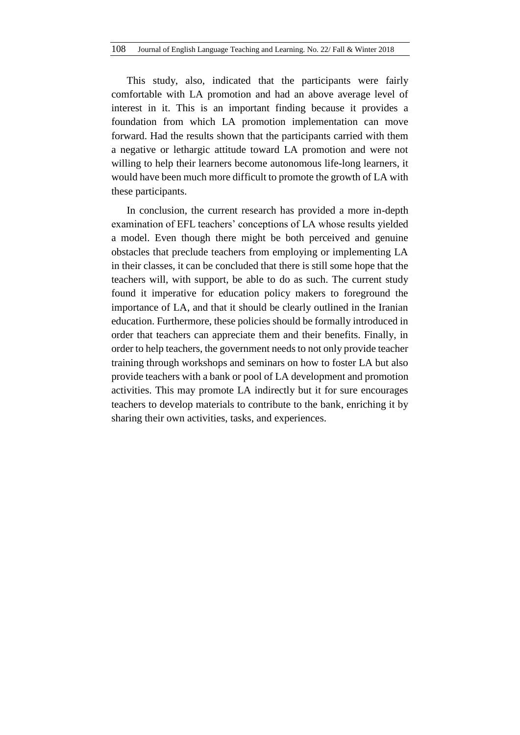This study, also, indicated that the participants were fairly comfortable with LA promotion and had an above average level of interest in it. This is an important finding because it provides a foundation from which LA promotion implementation can move forward. Had the results shown that the participants carried with them a negative or lethargic attitude toward LA promotion and were not willing to help their learners become autonomous life-long learners, it would have been much more difficult to promote the growth of LA with these participants.

In conclusion, the current research has provided a more in-depth examination of EFL teachers' conceptions of LA whose results yielded a model. Even though there might be both perceived and genuine obstacles that preclude teachers from employing or implementing LA in their classes, it can be concluded that there is still some hope that the teachers will, with support, be able to do as such. The current study found it imperative for education policy makers to foreground the importance of LA, and that it should be clearly outlined in the Iranian education. Furthermore, these policies should be formally introduced in order that teachers can appreciate them and their benefits. Finally, in order to help teachers, the government needs to not only provide teacher training through workshops and seminars on how to foster LA but also provide teachers with a bank or pool of LA development and promotion activities. This may promote LA indirectly but it for sure encourages teachers to develop materials to contribute to the bank, enriching it by sharing their own activities, tasks, and experiences.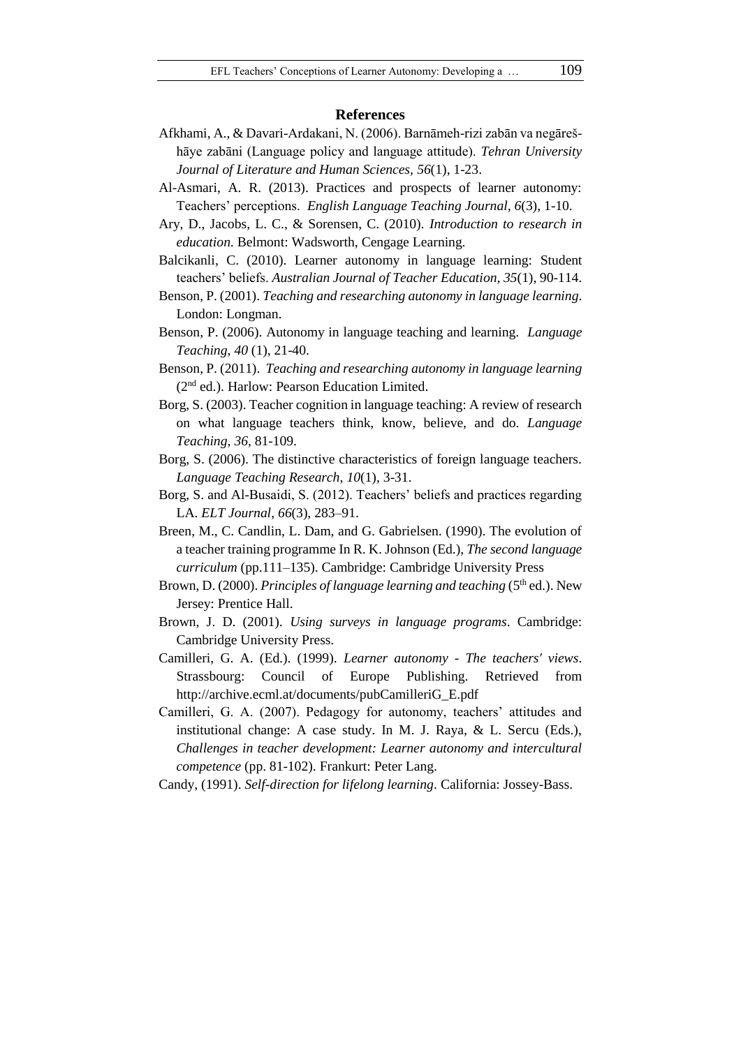## References

Afkhami, A., & Davari-Ardakani, N. (2006). Barnāmeh-rizi zabān va negāreš-hāye zabāni (Language policy and language attitude). *Tehran University Journal of Literature and Human Sciences, 56*(1), 1-23.

Al-Asmari, A. R. (2013). Practices and prospects of learner autonomy: Teachers' perceptions. *English Language Teaching Journal, 6*(3), 1-10.

Ary, D., Jacobs, L. C., & Sorensen, C. (2010). *Introduction to research in education.* Belmont: Wadsworth, Cengage Learning.

Balcikanli, C. (2010). Learner autonomy in language learning: Student teachers' beliefs. *Australian Journal of Teacher Education, 35*(1), 90-114.

Benson, P. (2001). *Teaching and researching autonomy in language learning*. London: Longman.

Benson, P. (2006). Autonomy in language teaching and learning. *Language Teaching*, *40* (1), 21-40.

Benson, P. (2011). *Teaching and researching autonomy in language learning* (2nd ed.). Harlow: Pearson Education Limited.

Borg, S. (2003). Teacher cognition in language teaching: A review of research on what language teachers think, know, believe, and do. *Language Teaching*, *36*, 81-109.

Borg, S. (2006). The distinctive characteristics of foreign language teachers. *Language Teaching Research*, *10*(1), 3-31.

Borg, S. and Al-Busaidi, S. (2012). Teachers' beliefs and practices regarding LA. *ELT Journal*, *66*(3), 283–91.

Breen, M., C. Candlin, L. Dam, and G. Gabrielsen. (1990). The evolution of a teacher training programme In R. K. Johnson (Ed.), *The second language curriculum* (pp.111–135). Cambridge: Cambridge University Press

Brown, D. (2000). *Principles of language learning and teaching* (5th ed.). New Jersey: Prentice Hall.

Brown, J. D. (2001). *Using surveys in language programs*. Cambridge: Cambridge University Press.

Camilleri, G. A. (Ed.). (1999). *Learner autonomy - The teachers' views*. Strassbourg: Council of Europe Publishing. Retrieved from http://archive.ecml.at/documents/pubCamilleriG_E.pdf

Camilleri, G. A. (2007). Pedagogy for autonomy, teachers' attitudes and institutional change: A case study. In M. J. Raya, & L. Sercu (Eds.), *Challenges in teacher development: Learner autonomy and intercultural competence* (pp. 81-102). Frankurt: Peter Lang.

Candy, (1991). *Self-direction for lifelong learning*. California: Jossey-Bass.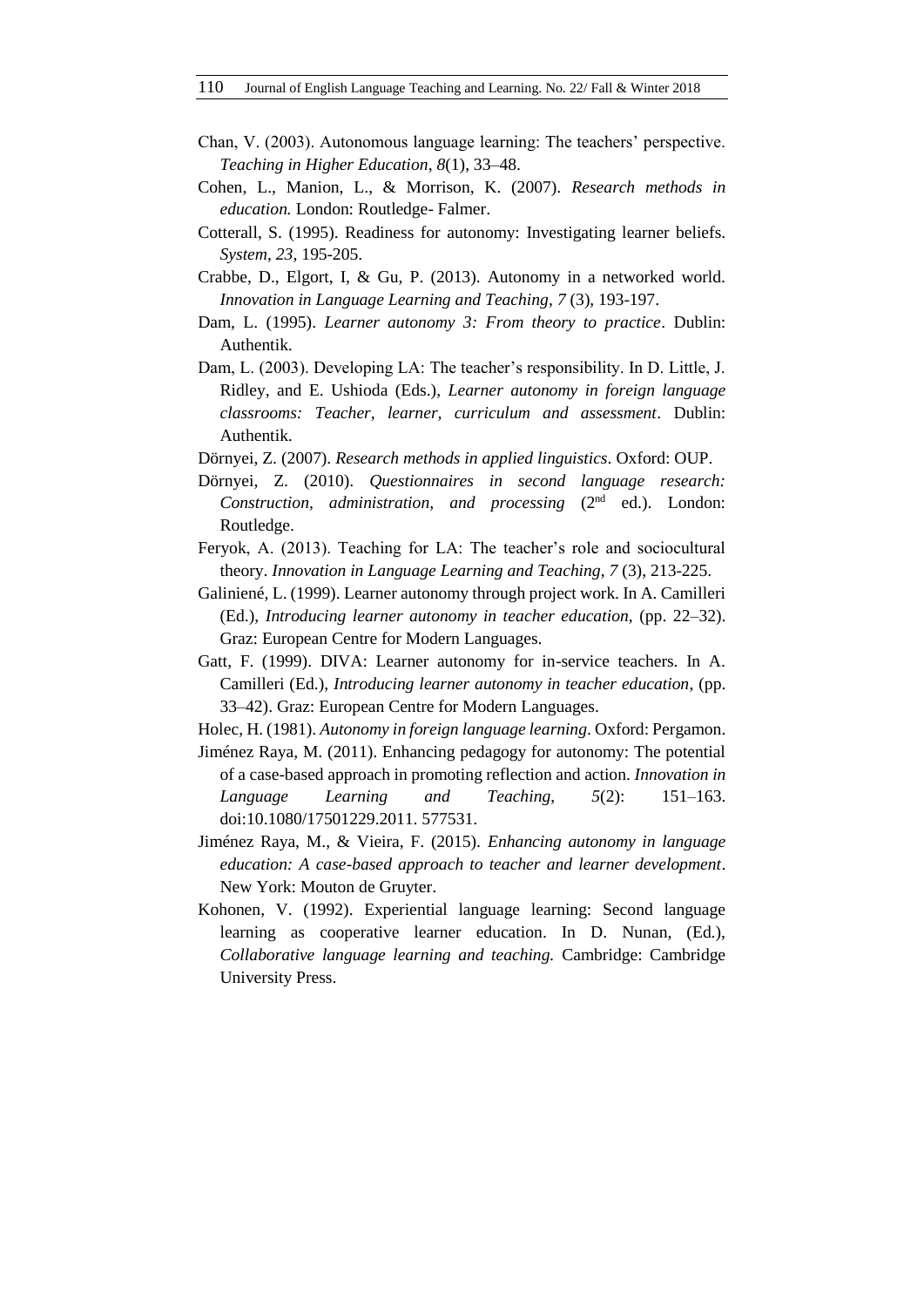Chan, V. (2003). Autonomous language learning: The teachers' perspective. *Teaching in Higher Education*, *8*(1), 33–48.

Cohen, L., Manion, L., & Morrison, K. (2007). *Research methods in education.* London: Routledge- Falmer.

Cotterall, S. (1995). Readiness for autonomy: Investigating learner beliefs. *System*, *23*, 195-205.

Crabbe, D., Elgort, I, & Gu, P. (2013). Autonomy in a networked world. *Innovation in Language Learning and Teaching*, *7* (3), 193-197.

Dam, L. (1995). *Learner autonomy 3: From theory to practice*. Dublin: Authentik.

Dam, L. (2003). Developing LA: The teacher's responsibility. In D. Little, J. Ridley, and E. Ushioda (Eds.), *Learner autonomy in foreign language classrooms: Teacher, learner, curriculum and assessment*. Dublin: Authentik.

Dörnyei, Z. (2007). *Research methods in applied linguistics*. Oxford: OUP.

Dörnyei, Z. (2010). *Questionnaires in second language research: Construction, administration, and processing* (2nd ed.). London: Routledge.

Feryok, A. (2013). Teaching for LA: The teacher's role and sociocultural theory. *Innovation in Language Learning and Teaching*, *7* (3), 213-225.

Galiniené, L. (1999). Learner autonomy through project work. In A. Camilleri (Ed.), *Introducing learner autonomy in teacher education*, (pp. 22–32). Graz: European Centre for Modern Languages.

Gatt, F. (1999). DIVA: Learner autonomy for in-service teachers. In A. Camilleri (Ed.), *Introducing learner autonomy in teacher education*, (pp. 33–42). Graz: European Centre for Modern Languages.

Holec, H. (1981). *Autonomy in foreign language learning*. Oxford: Pergamon.

Jiménez Raya, M. (2011). Enhancing pedagogy for autonomy: The potential of a case-based approach in promoting reflection and action. *Innovation in Language Learning and Teaching*, *5*(2): 151–163. doi:10.1080/17501229.2011. 577531.

Jiménez Raya, M., & Vieira, F. (2015). *Enhancing autonomy in language education: A case-based approach to teacher and learner development*. New York: Mouton de Gruyter.

Kohonen, V. (1992). Experiential language learning: Second language learning as cooperative learner education. In D. Nunan, (Ed.), *Collaborative language learning and teaching.* Cambridge: Cambridge University Press.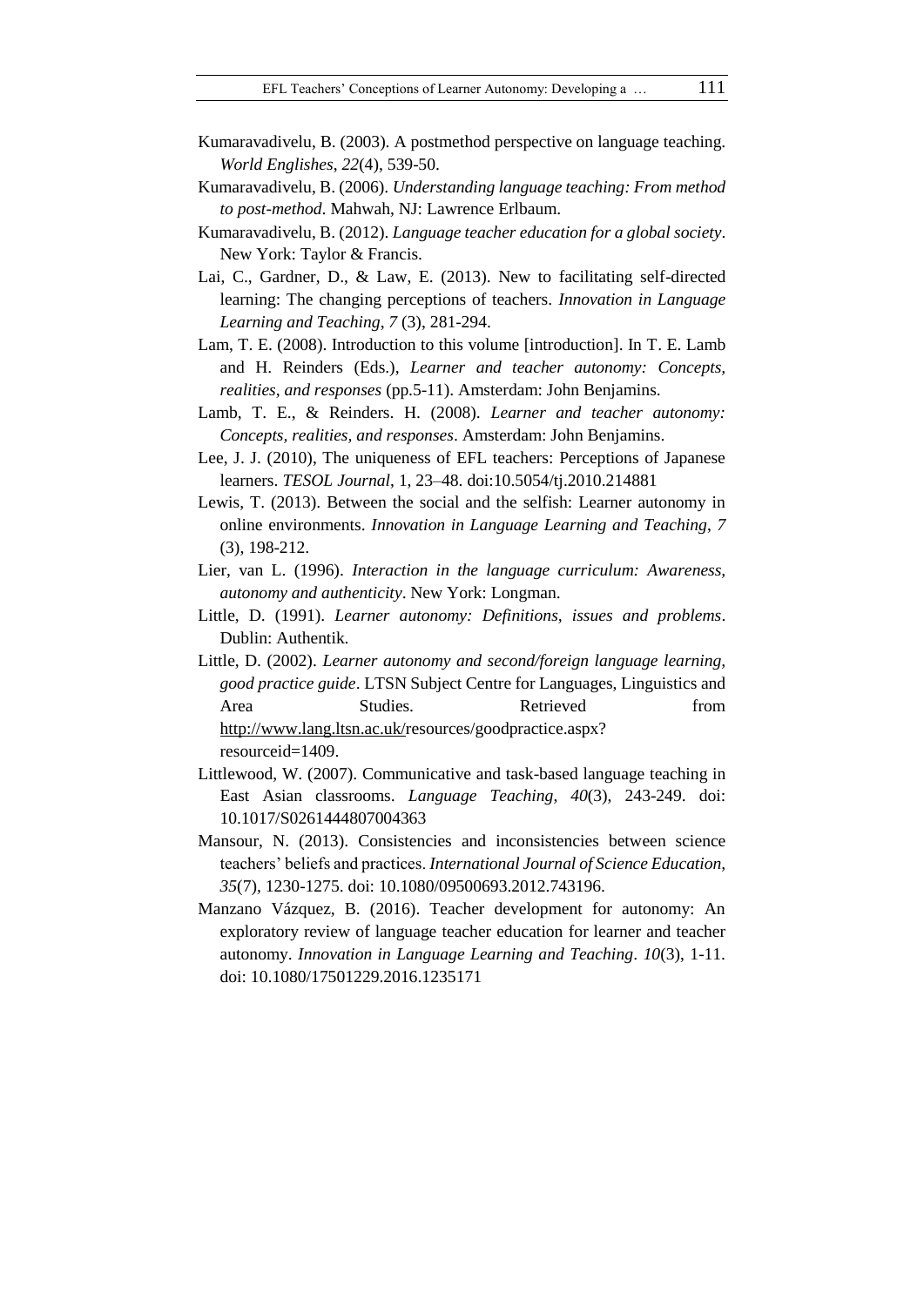Kumaravadivelu, B. (2003). A postmethod perspective on language teaching. *World Englishes*, *22*(4), 539-50.

Kumaravadivelu, B. (2006). *Understanding language teaching: From method to post-method*. Mahwah, NJ: Lawrence Erlbaum.

Kumaravadivelu, B. (2012). *Language teacher education for a global society*. New York: Taylor & Francis.

Lai, C., Gardner, D., & Law, E. (2013). New to facilitating self-directed learning: The changing perceptions of teachers. *Innovation in Language Learning and Teaching*, *7* (3), 281-294.

Lam, T. E. (2008). Introduction to this volume [introduction]. In T. E. Lamb and H. Reinders (Eds.), *Learner and teacher autonomy: Concepts, realities, and responses* (pp.5-11). Amsterdam: John Benjamins.

Lamb, T. E., & Reinders. H. (2008). *Learner and teacher autonomy: Concepts, realities, and responses*. Amsterdam: John Benjamins.

Lee, J. J. (2010), The uniqueness of EFL teachers: Perceptions of Japanese learners. *TESOL Journal*, 1, 23–48. doi:10.5054/tj.2010.214881

Lewis, T. (2013). Between the social and the selfish: Learner autonomy in online environments. *Innovation in Language Learning and Teaching*, *7* (3), 198-212.

Lier, van L. (1996). *Interaction in the language curriculum: Awareness, autonomy and authenticity*. New York: Longman.

Little, D. (1991). *Learner autonomy: Definitions, issues and problems*. Dublin: Authentik.

Little, D. (2002). *Learner autonomy and second/foreign language learning, good practice guide*. LTSN Subject Centre for Languages, Linguistics and Area Studies. Retrieved from http://www.lang.ltsn.ac.uk/resources/goodpractice.aspx?resourceid=1409.

Littlewood, W. (2007). Communicative and task-based language teaching in East Asian classrooms. *Language Teaching*, *40*(3), 243-249. doi: 10.1017/S0261444807004363

Mansour, N. (2013). Consistencies and inconsistencies between science teachers' beliefs and practices. *International Journal of Science Education*, *35*(7), 1230-1275. doi: 10.1080/09500693.2012.743196.

Manzano Vázquez, B. (2016). Teacher development for autonomy: An exploratory review of language teacher education for learner and teacher autonomy. *Innovation in Language Learning and Teaching*. *10*(3), 1-11. doi: 10.1080/17501229.2016.1235171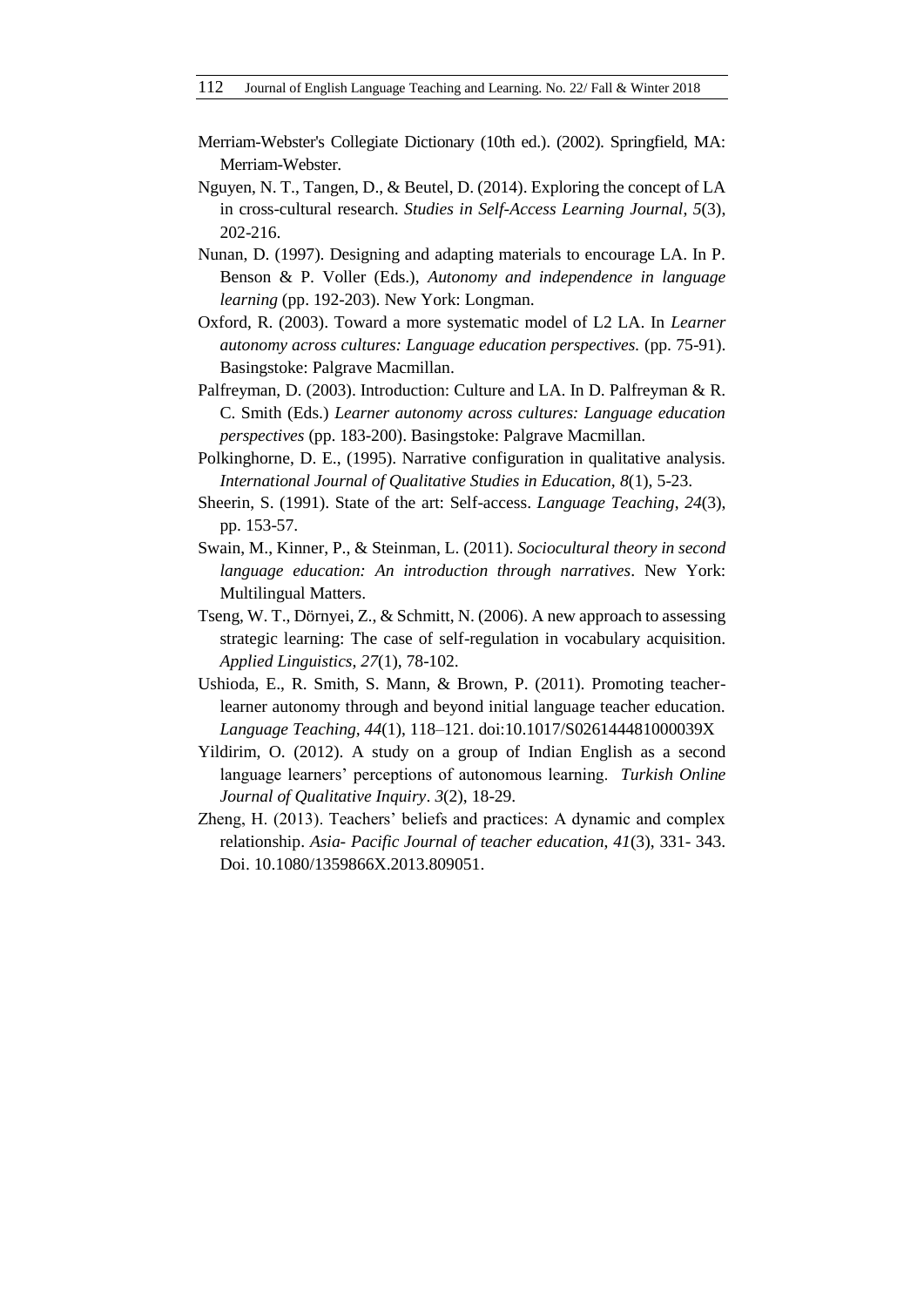Merriam-Webster's Collegiate Dictionary (10th ed.). (2002). Springfield, MA: Merriam-Webster.

Nguyen, N. T., Tangen, D., & Beutel, D. (2014). Exploring the concept of LA in cross-cultural research. *Studies in Self-Access Learning Journal*, *5*(3), 202-216.

Nunan, D. (1997). Designing and adapting materials to encourage LA. In P. Benson & P. Voller (Eds.), *Autonomy and independence in language learning* (pp. 192-203). New York: Longman.

Oxford, R. (2003). Toward a more systematic model of L2 LA. In *Learner autonomy across cultures: Language education perspectives.* (pp. 75-91). Basingstoke: Palgrave Macmillan.

Palfreyman, D. (2003). Introduction: Culture and LA. In D. Palfreyman & R. C. Smith (Eds.) *Learner autonomy across cultures: Language education perspectives* (pp. 183-200). Basingstoke: Palgrave Macmillan.

Polkinghorne, D. E., (1995). Narrative configuration in qualitative analysis. *International Journal of Qualitative Studies in Education*, *8*(1), 5-23.

Sheerin, S. (1991). State of the art: Self-access. *Language Teaching*, *24*(3), pp. 153-57.

Swain, M., Kinner, P., & Steinman, L. (2011). *Sociocultural theory in second language education: An introduction through narratives*. New York: Multilingual Matters.

Tseng, W. T., Dörnyei, Z., & Schmitt, N. (2006). A new approach to assessing strategic learning: The case of self-regulation in vocabulary acquisition. *Applied Linguistics*, *27*(1), 78-102.

Ushioda, E., R. Smith, S. Mann, & Brown, P. (2011). Promoting teacher-learner autonomy through and beyond initial language teacher education. *Language Teaching, 44*(1), 118–121. doi:10.1017/S026144481000039X

Yildirim, O. (2012). A study on a group of Indian English as a second language learners' perceptions of autonomous learning. *Turkish Online Journal of Qualitative Inquiry*. *3*(2), 18-29.

Zheng, H. (2013). Teachers' beliefs and practices: A dynamic and complex relationship. *Asia- Pacific Journal of teacher education*, *41*(3), 331- 343. Doi. 10.1080/1359866X.2013.809051.